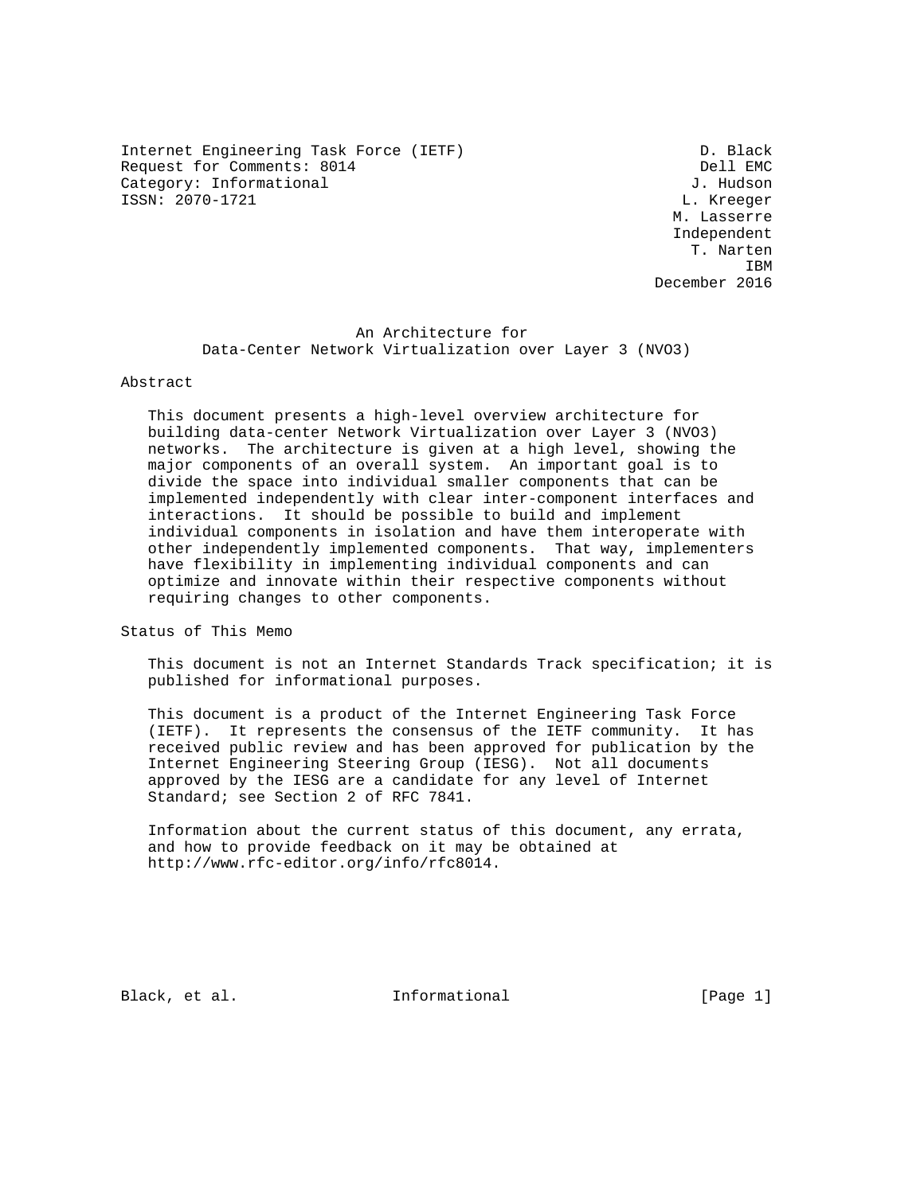Internet Engineering Task Force (IETF) D. Black
Request for Comments: 8014 Dell EMC
Category: Informational J. Hudson
ISSN: 2070-1721 L. Kreeger
M. Lasserre
Independent
T. Narten
IBM
December 2016

# An Architecture for Data-Center Network Virtualization over Layer 3 (NVO3)

## Abstract

This document presents a high-level overview architecture for building data-center Network Virtualization over Layer 3 (NVO3) networks. The architecture is given at a high level, showing the major components of an overall system. An important goal is to divide the space into individual smaller components that can be implemented independently with clear inter-component interfaces and interactions. It should be possible to build and implement individual components in isolation and have them interoperate with other independently implemented components. That way, implementers have flexibility in implementing individual components and can optimize and innovate within their respective components without requiring changes to other components.

## Status of This Memo

This document is not an Internet Standards Track specification; it is published for informational purposes.

This document is a product of the Internet Engineering Task Force (IETF). It represents the consensus of the IETF community. It has received public review and has been approved for publication by the Internet Engineering Steering Group (IESG). Not all documents approved by the IESG are a candidate for any level of Internet Standard; see Section 2 of RFC 7841.

Information about the current status of this document, any errata, and how to provide feedback on it may be obtained at http://www.rfc-editor.org/info/rfc8014.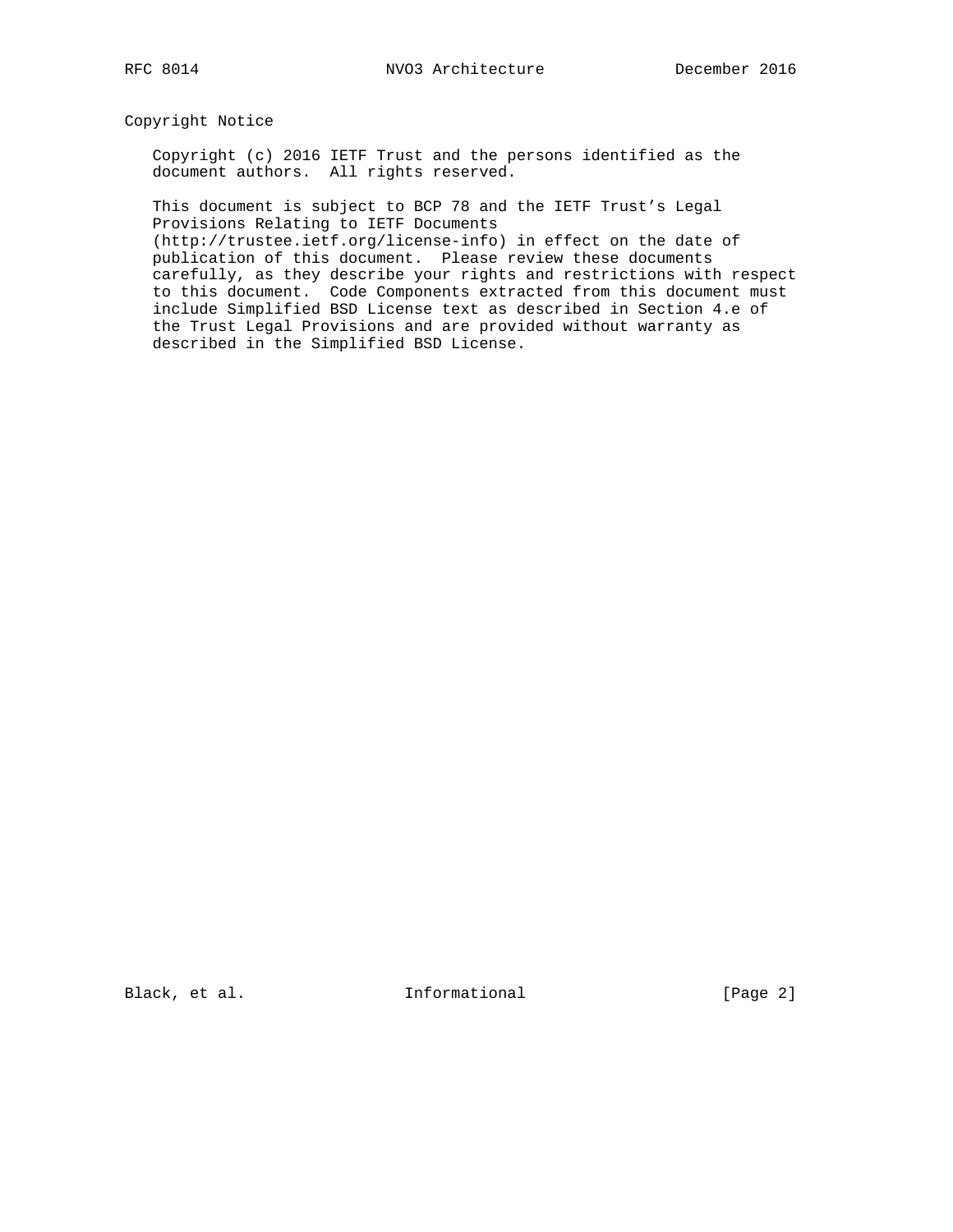## Copyright Notice

Copyright (c) 2016 IETF Trust and the persons identified as the document authors. All rights reserved.

This document is subject to BCP 78 and the IETF Trust's Legal Provisions Relating to IETF Documents (http://trustee.ietf.org/license-info) in effect on the date of publication of this document. Please review these documents carefully, as they describe your rights and restrictions with respect to this document. Code Components extracted from this document must include Simplified BSD License text as described in Section 4.e of the Trust Legal Provisions and are provided without warranty as described in the Simplified BSD License.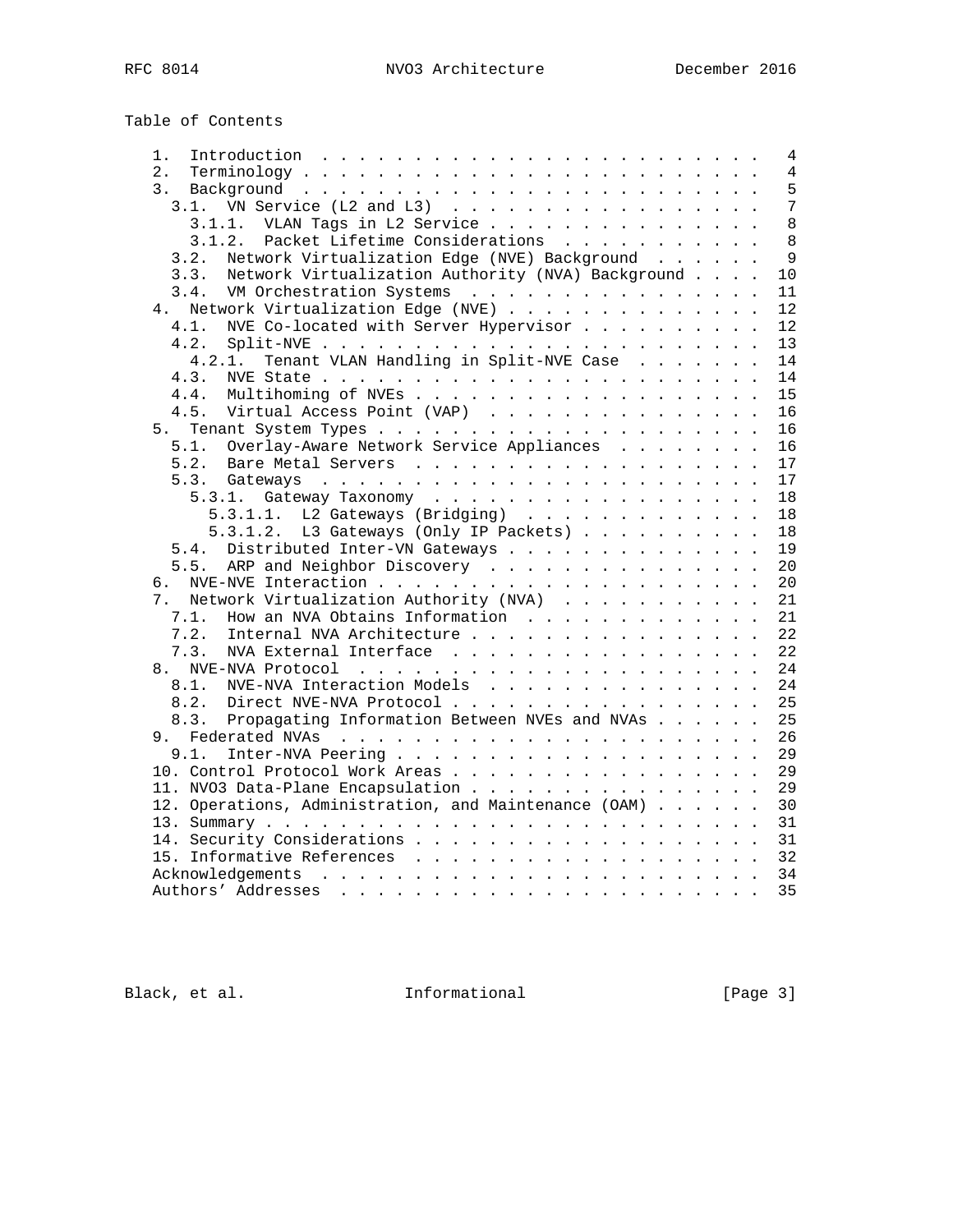Table of Contents

```
   1.  Introduction  . . . . . . . . . . . . . . . . . . . . . . . .   4
   2.  Terminology . . . . . . . . . . . . . . . . . . . . . . . . .   4
   3.  Background  . . . . . . . . . . . . . . . . . . . . . . . . .   5
     3.1.  VN Service (L2 and L3)  . . . . . . . . . . . . . . . . .   7
       3.1.1.  VLAN Tags in L2 Service . . . . . . . . . . . . . . .   8
       3.1.2.  Packet Lifetime Considerations  . . . . . . . . . . .   8
     3.2.  Network Virtualization Edge (NVE) Background  . . . . . .   9
     3.3.  Network Virtualization Authority (NVA) Background . . . .  10
     3.4.  VM Orchestration Systems  . . . . . . . . . . . . . . . .  11
   4.  Network Virtualization Edge (NVE) . . . . . . . . . . . . . .  12
     4.1.  NVE Co-located with Server Hypervisor . . . . . . . . . .  12
     4.2.  Split-NVE . . . . . . . . . . . . . . . . . . . . . . . .  13
       4.2.1.  Tenant VLAN Handling in Split-NVE Case  . . . . . . .  14
     4.3.  NVE State . . . . . . . . . . . . . . . . . . . . . . . .  14
     4.4.  Multihoming of NVEs . . . . . . . . . . . . . . . . . . .  15
     4.5.  Virtual Access Point (VAP)  . . . . . . . . . . . . . . .  16
   5.  Tenant System Types . . . . . . . . . . . . . . . . . . . . .  16
     5.1.  Overlay-Aware Network Service Appliances  . . . . . . . .  16
     5.2.  Bare Metal Servers  . . . . . . . . . . . . . . . . . . .  17
     5.3.  Gateways  . . . . . . . . . . . . . . . . . . . . . . . .  17
       5.3.1.  Gateway Taxonomy  . . . . . . . . . . . . . . . . . .  18
         5.3.1.1.  L2 Gateways (Bridging)  . . . . . . . . . . . . .  18
         5.3.1.2.  L3 Gateways (Only IP Packets) . . . . . . . . . .  18
     5.4.  Distributed Inter-VN Gateways . . . . . . . . . . . . . .  19
     5.5.  ARP and Neighbor Discovery  . . . . . . . . . . . . . . .  20
   6.  NVE-NVE Interaction . . . . . . . . . . . . . . . . . . . . .  20
   7.  Network Virtualization Authority (NVA)  . . . . . . . . . . .  21
     7.1.  How an NVA Obtains Information  . . . . . . . . . . . . .  21
     7.2.  Internal NVA Architecture . . . . . . . . . . . . . . . .  22
     7.3.  NVA External Interface  . . . . . . . . . . . . . . . . .  22
   8.  NVE-NVA Protocol  . . . . . . . . . . . . . . . . . . . . . .  24
     8.1.  NVE-NVA Interaction Models  . . . . . . . . . . . . . . .  24
     8.2.  Direct NVE-NVA Protocol . . . . . . . . . . . . . . . . .  25
     8.3.  Propagating Information Between NVEs and NVAs . . . . . .  25
   9.  Federated NVAs  . . . . . . . . . . . . . . . . . . . . . . .  26
     9.1.  Inter-NVA Peering . . . . . . . . . . . . . . . . . . . .  29
   10. Control Protocol Work Areas . . . . . . . . . . . . . . . . .  29
   11. NVO3 Data-Plane Encapsulation . . . . . . . . . . . . . . . .  29
   12. Operations, Administration, and Maintenance (OAM) . . . . . .  30
   13. Summary . . . . . . . . . . . . . . . . . . . . . . . . . . .  31
   14. Security Considerations . . . . . . . . . . . . . . . . . . .  31
   15. Informative References  . . . . . . . . . . . . . . . . . . .  32
   Acknowledgements  . . . . . . . . . . . . . . . . . . . . . . . .  34
   Authors' Addresses  . . . . . . . . . . . . . . . . . . . . . . .  35
```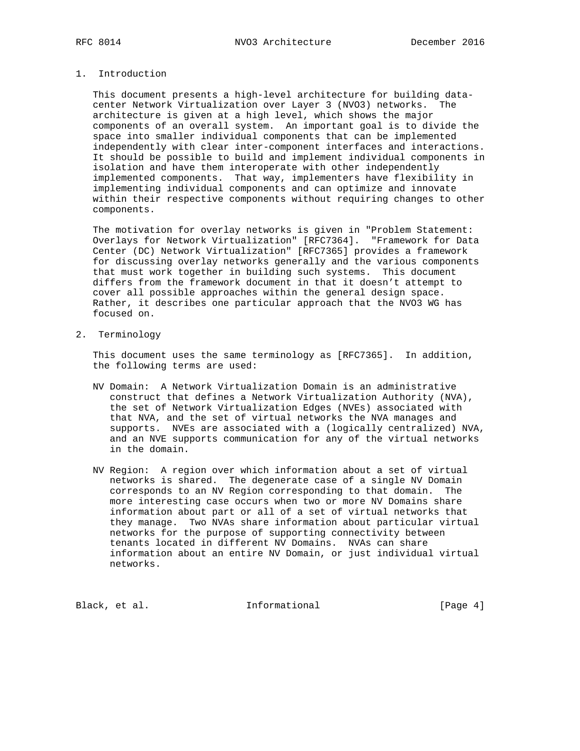## 1. Introduction

This document presents a high-level architecture for building data-center Network Virtualization over Layer 3 (NVO3) networks. The architecture is given at a high level, which shows the major components of an overall system. An important goal is to divide the space into smaller individual components that can be implemented independently with clear inter-component interfaces and interactions. It should be possible to build and implement individual components in isolation and have them interoperate with other independently implemented components. That way, implementers have flexibility in implementing individual components and can optimize and innovate within their respective components without requiring changes to other components.

The motivation for overlay networks is given in "Problem Statement: Overlays for Network Virtualization" [RFC7364]. "Framework for Data Center (DC) Network Virtualization" [RFC7365] provides a framework for discussing overlay networks generally and the various components that must work together in building such systems. This document differs from the framework document in that it doesn't attempt to cover all possible approaches within the general design space. Rather, it describes one particular approach that the NVO3 WG has focused on.

## 2. Terminology

This document uses the same terminology as [RFC7365]. In addition, the following terms are used:

NV Domain: A Network Virtualization Domain is an administrative construct that defines a Network Virtualization Authority (NVA), the set of Network Virtualization Edges (NVEs) associated with that NVA, and the set of virtual networks the NVA manages and supports. NVEs are associated with a (logically centralized) NVA, and an NVE supports communication for any of the virtual networks in the domain.

NV Region: A region over which information about a set of virtual networks is shared. The degenerate case of a single NV Domain corresponds to an NV Region corresponding to that domain. The more interesting case occurs when two or more NV Domains share information about part or all of a set of virtual networks that they manage. Two NVAs share information about particular virtual networks for the purpose of supporting connectivity between tenants located in different NV Domains. NVAs can share information about an entire NV Domain, or just individual virtual networks.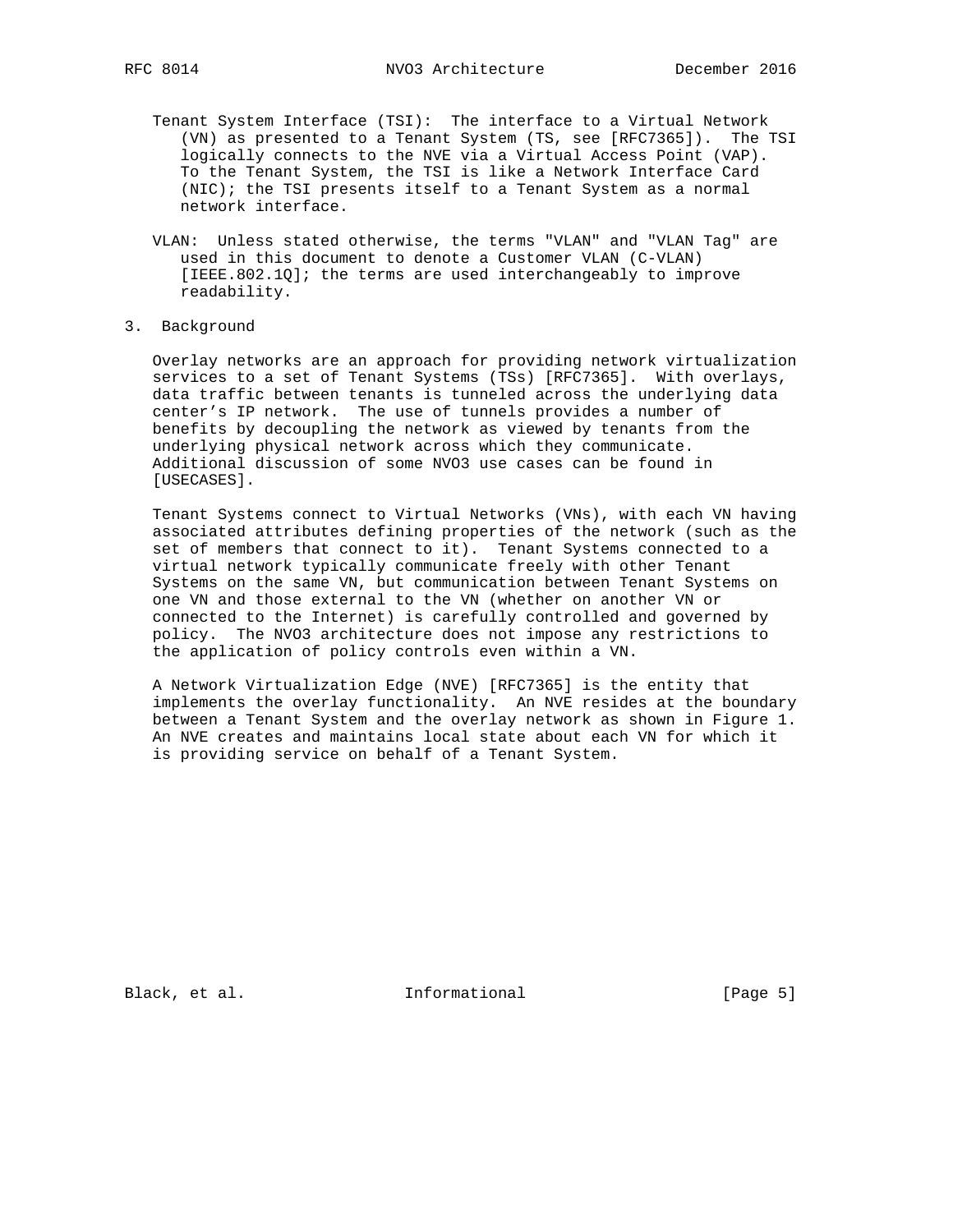Tenant System Interface (TSI): The interface to a Virtual Network (VN) as presented to a Tenant System (TS, see [RFC7365]). The TSI logically connects to the NVE via a Virtual Access Point (VAP). To the Tenant System, the TSI is like a Network Interface Card (NIC); the TSI presents itself to a Tenant System as a normal network interface.

VLAN: Unless stated otherwise, the terms "VLAN" and "VLAN Tag" are used in this document to denote a Customer VLAN (C-VLAN) [IEEE.802.1Q]; the terms are used interchangeably to improve readability.

## 3. Background

Overlay networks are an approach for providing network virtualization services to a set of Tenant Systems (TSs) [RFC7365]. With overlays, data traffic between tenants is tunneled across the underlying data center's IP network. The use of tunnels provides a number of benefits by decoupling the network as viewed by tenants from the underlying physical network across which they communicate. Additional discussion of some NVO3 use cases can be found in [USECASES].

Tenant Systems connect to Virtual Networks (VNs), with each VN having associated attributes defining properties of the network (such as the set of members that connect to it). Tenant Systems connected to a virtual network typically communicate freely with other Tenant Systems on the same VN, but communication between Tenant Systems on one VN and those external to the VN (whether on another VN or connected to the Internet) is carefully controlled and governed by policy. The NVO3 architecture does not impose any restrictions to the application of policy controls even within a VN.

A Network Virtualization Edge (NVE) [RFC7365] is the entity that implements the overlay functionality. An NVE resides at the boundary between a Tenant System and the overlay network as shown in Figure 1. An NVE creates and maintains local state about each VN for which it is providing service on behalf of a Tenant System.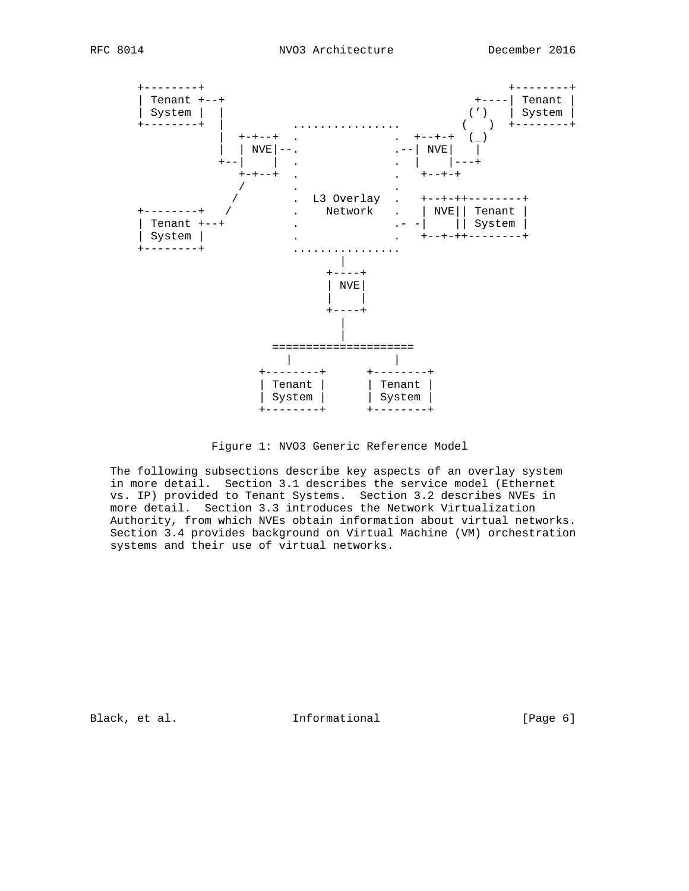```
      +--------+                                            +--------+
      | Tenant +--+                                    +----| Tenant |
      | System |  |                                   (')   | System |
      +--------+  |          ................        (   )  +--------+
                  |  +-+--+  .              .  +--+-+  (_)
                  |  | NVE|--.              .--| NVE|   |
                  +--|    |  .              .  |    |---+
                     +-+--+  .              .   +--+-+
                      /      .              .
                     /       .  L3 Overlay  .   +--+-++--------+
      +--------+    /        .    Network   .   | NVE|| Tenant |
      | Tenant +--+          .              .- -|    || System |
      | System |             .              .   +--+-++--------+
      +--------+             ................
                                    |
                                  +----+
                                  | NVE|
                                  |    |
                                  +----+
                                    |
                                    |
                          =====================
                            |               |
                        +--------+      +--------+
                        | Tenant |      | Tenant |
                        | System |      | System |
                        +--------+      +--------+
```

Figure 1: NVO3 Generic Reference Model

The following subsections describe key aspects of an overlay system in more detail. Section 3.1 describes the service model (Ethernet vs. IP) provided to Tenant Systems. Section 3.2 describes NVEs in more detail. Section 3.3 introduces the Network Virtualization Authority, from which NVEs obtain information about virtual networks. Section 3.4 provides background on Virtual Machine (VM) orchestration systems and their use of virtual networks.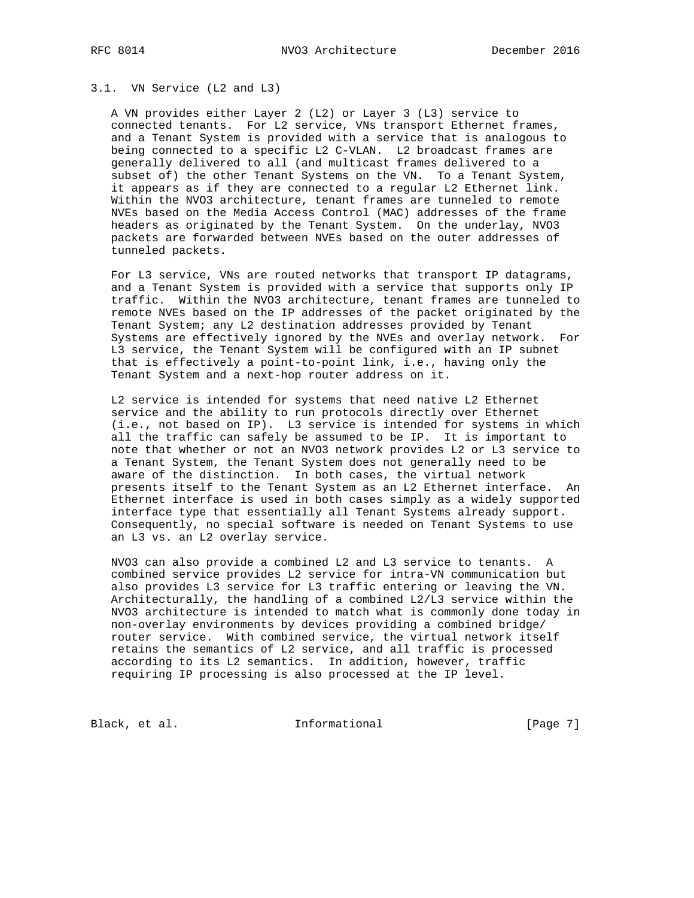### 3.1. VN Service (L2 and L3)

A VN provides either Layer 2 (L2) or Layer 3 (L3) service to connected tenants. For L2 service, VNs transport Ethernet frames, and a Tenant System is provided with a service that is analogous to being connected to a specific L2 C-VLAN. L2 broadcast frames are generally delivered to all (and multicast frames delivered to a subset of) the other Tenant Systems on the VN. To a Tenant System, it appears as if they are connected to a regular L2 Ethernet link. Within the NVO3 architecture, tenant frames are tunneled to remote NVEs based on the Media Access Control (MAC) addresses of the frame headers as originated by the Tenant System. On the underlay, NVO3 packets are forwarded between NVEs based on the outer addresses of tunneled packets.

For L3 service, VNs are routed networks that transport IP datagrams, and a Tenant System is provided with a service that supports only IP traffic. Within the NVO3 architecture, tenant frames are tunneled to remote NVEs based on the IP addresses of the packet originated by the Tenant System; any L2 destination addresses provided by Tenant Systems are effectively ignored by the NVEs and overlay network. For L3 service, the Tenant System will be configured with an IP subnet that is effectively a point-to-point link, i.e., having only the Tenant System and a next-hop router address on it.

L2 service is intended for systems that need native L2 Ethernet service and the ability to run protocols directly over Ethernet (i.e., not based on IP). L3 service is intended for systems in which all the traffic can safely be assumed to be IP. It is important to note that whether or not an NVO3 network provides L2 or L3 service to a Tenant System, the Tenant System does not generally need to be aware of the distinction. In both cases, the virtual network presents itself to the Tenant System as an L2 Ethernet interface. An Ethernet interface is used in both cases simply as a widely supported interface type that essentially all Tenant Systems already support. Consequently, no special software is needed on Tenant Systems to use an L3 vs. an L2 overlay service.

NVO3 can also provide a combined L2 and L3 service to tenants. A combined service provides L2 service for intra-VN communication but also provides L3 service for L3 traffic entering or leaving the VN. Architecturally, the handling of a combined L2/L3 service within the NVO3 architecture is intended to match what is commonly done today in non-overlay environments by devices providing a combined bridge/router service. With combined service, the virtual network itself retains the semantics of L2 service, and all traffic is processed according to its L2 semantics. In addition, however, traffic requiring IP processing is also processed at the IP level.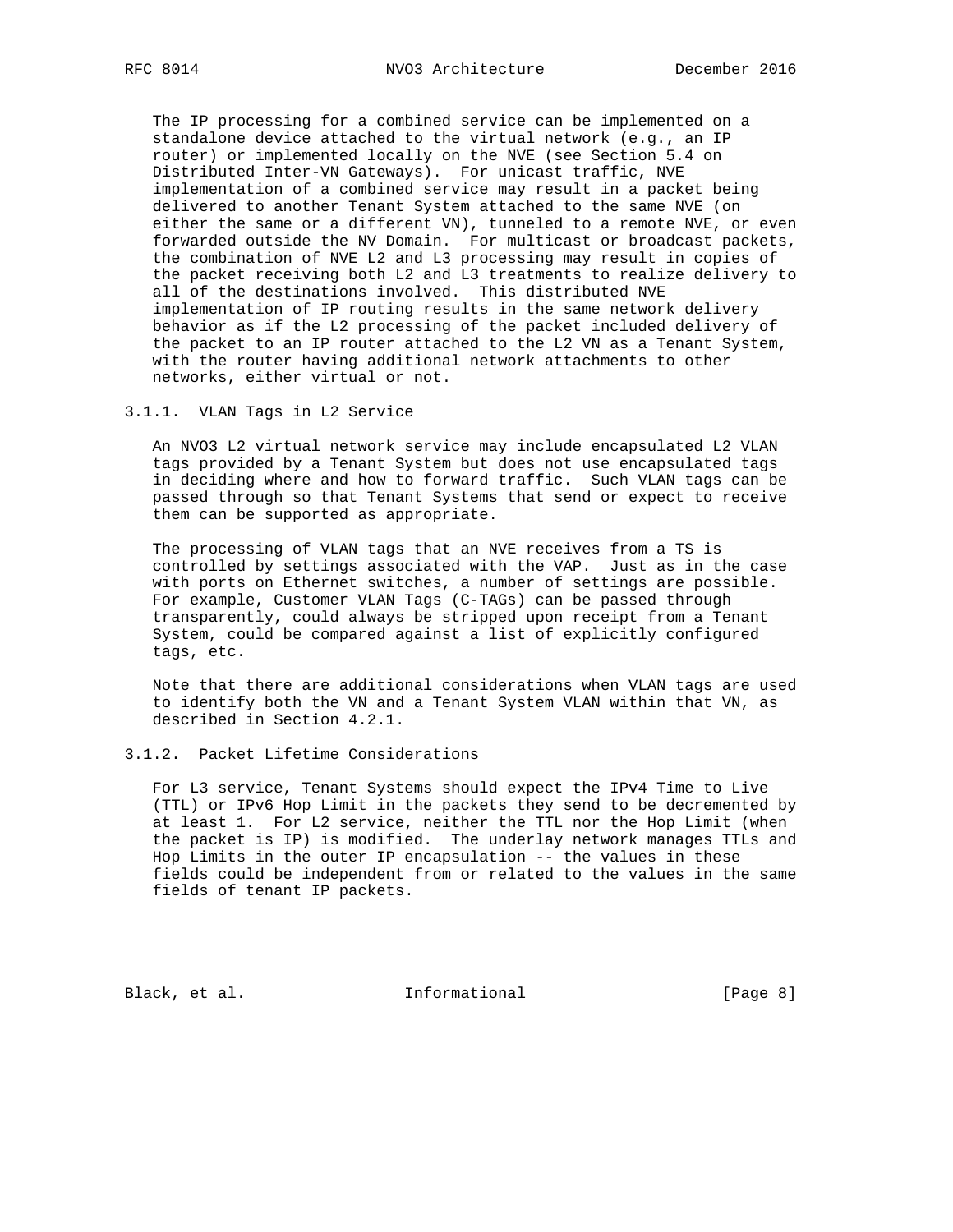The IP processing for a combined service can be implemented on a standalone device attached to the virtual network (e.g., an IP router) or implemented locally on the NVE (see Section 5.4 on Distributed Inter-VN Gateways). For unicast traffic, NVE implementation of a combined service may result in a packet being delivered to another Tenant System attached to the same NVE (on either the same or a different VN), tunneled to a remote NVE, or even forwarded outside the NV Domain. For multicast or broadcast packets, the combination of NVE L2 and L3 processing may result in copies of the packet receiving both L2 and L3 treatments to realize delivery to all of the destinations involved. This distributed NVE implementation of IP routing results in the same network delivery behavior as if the L2 processing of the packet included delivery of the packet to an IP router attached to the L2 VN as a Tenant System, with the router having additional network attachments to other networks, either virtual or not.

### 3.1.1. VLAN Tags in L2 Service

An NVO3 L2 virtual network service may include encapsulated L2 VLAN tags provided by a Tenant System but does not use encapsulated tags in deciding where and how to forward traffic. Such VLAN tags can be passed through so that Tenant Systems that send or expect to receive them can be supported as appropriate.

The processing of VLAN tags that an NVE receives from a TS is controlled by settings associated with the VAP. Just as in the case with ports on Ethernet switches, a number of settings are possible. For example, Customer VLAN Tags (C-TAGs) can be passed through transparently, could always be stripped upon receipt from a Tenant System, could be compared against a list of explicitly configured tags, etc.

Note that there are additional considerations when VLAN tags are used to identify both the VN and a Tenant System VLAN within that VN, as described in Section 4.2.1.

### 3.1.2. Packet Lifetime Considerations

For L3 service, Tenant Systems should expect the IPv4 Time to Live (TTL) or IPv6 Hop Limit in the packets they send to be decremented by at least 1. For L2 service, neither the TTL nor the Hop Limit (when the packet is IP) is modified. The underlay network manages TTLs and Hop Limits in the outer IP encapsulation -- the values in these fields could be independent from or related to the values in the same fields of tenant IP packets.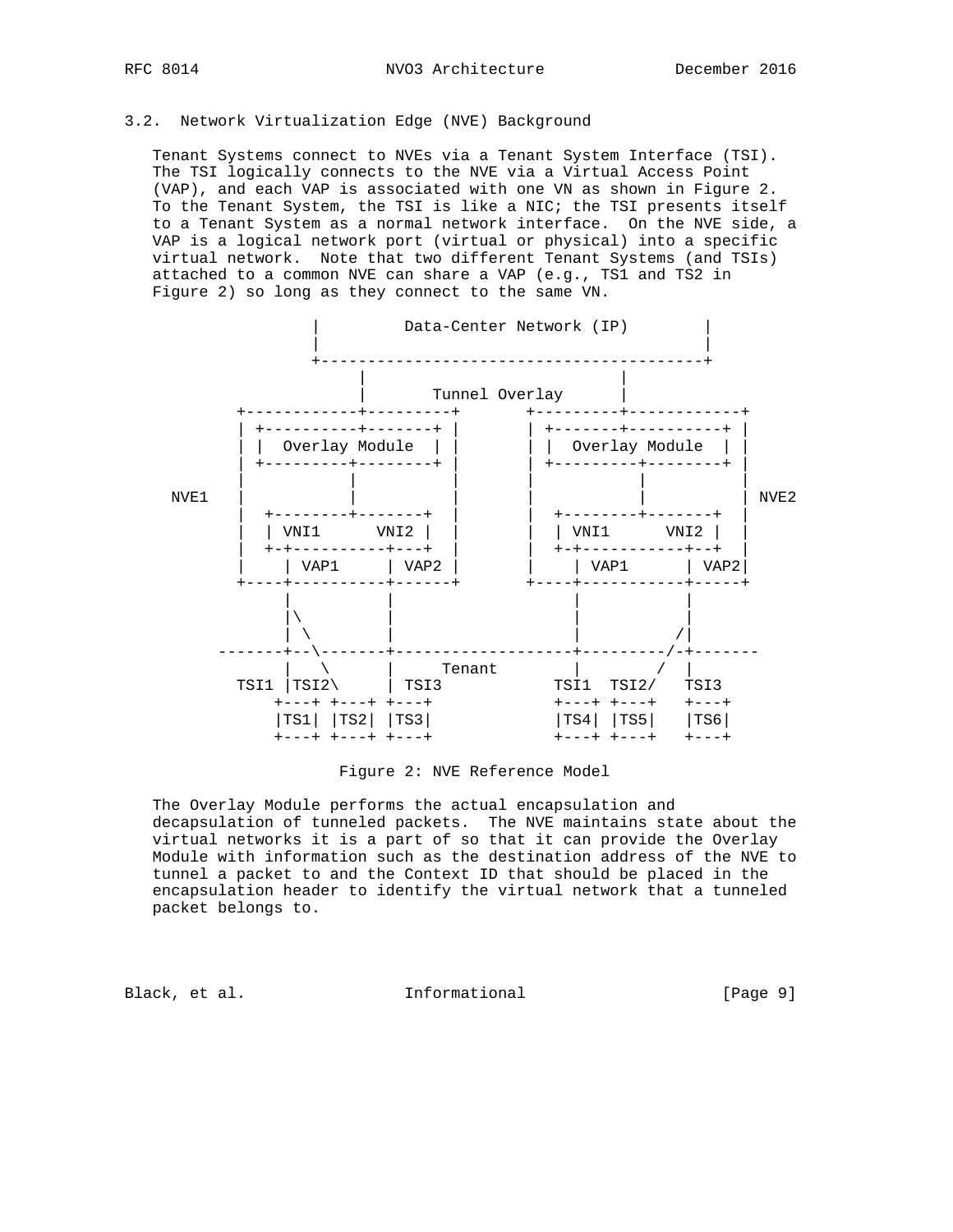### 3.2. Network Virtualization Edge (NVE) Background

Tenant Systems connect to NVEs via a Tenant System Interface (TSI). The TSI logically connects to the NVE via a Virtual Access Point (VAP), and each VAP is associated with one VN as shown in Figure 2. To the Tenant System, the TSI is like a NIC; the TSI presents itself to a Tenant System as a normal network interface. On the NVE side, a VAP is a logical network port (virtual or physical) into a specific virtual network. Note that two different Tenant Systems (and TSIs) attached to a common NVE can share a VAP (e.g., TS1 and TS2 in Figure 2) so long as they connect to the same VN.

```
                    |         Data-Center Network (IP)        |
                    |                                         |
                    +-----------------------------------------+
                         |                           |
                         |       Tunnel Overlay      |
            +------------+---------+       +---------+------------+
            | +----------+-------+ |       | +-------+----------+ |
            | |  Overlay Module  | |       | |  Overlay Module  | |
            | +---------+--------+ |       | +---------+--------+ |
            |           |          |       |           |          |
     NVE1   |           |          |       |           |          | NVE2
            |  +--------+-------+  |       |  +--------+-------+  |
            |  | VNI1      VNI2 |  |       |  | VNI1      VNI2 |  |
            |  +-+----------+---+  |       |  +-+-----------+--+  |
            |    | VAP1     | VAP2 |       |    | VAP1      | VAP2|
            +----+----------+------+       +----+-----------+-----+
                 |          |                   |           |
                 |\         |                   |           |
                 | \        |                   |          /|
          -------+--\-------+-------------------+---------/-+-------
                 |   \      |     Tenant        |        /  |
            TSI1 |TSI2\     | TSI3            TSI1  TSI2/   TSI3
                +---+ +---+ +---+             +---+ +---+   +---+
                |TS1| |TS2| |TS3|             |TS4| |TS5|   |TS6|
                +---+ +---+ +---+             +---+ +---+   +---+
```

Figure 2: NVE Reference Model

The Overlay Module performs the actual encapsulation and decapsulation of tunneled packets. The NVE maintains state about the virtual networks it is a part of so that it can provide the Overlay Module with information such as the destination address of the NVE to tunnel a packet to and the Context ID that should be placed in the encapsulation header to identify the virtual network that a tunneled packet belongs to.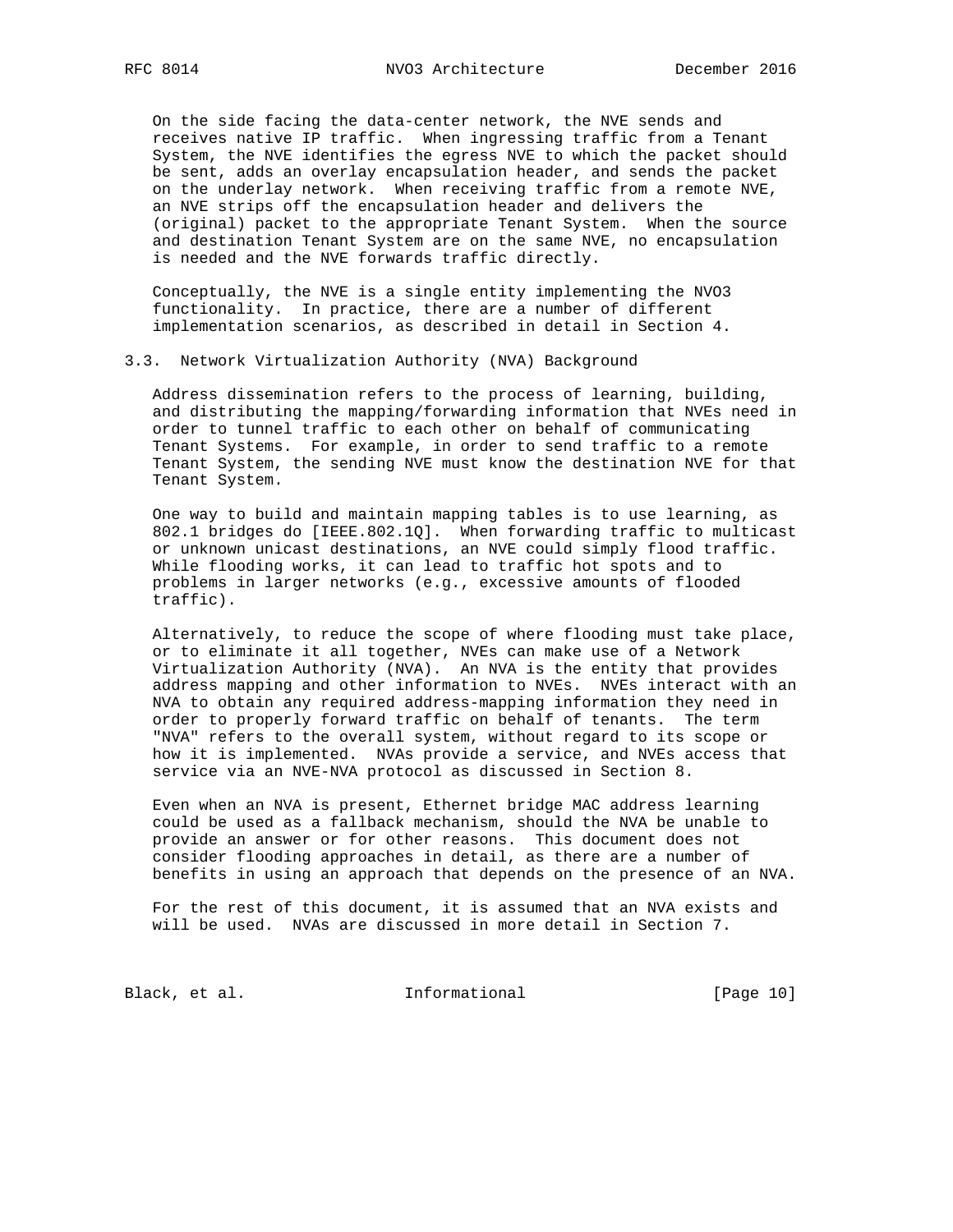On the side facing the data-center network, the NVE sends and receives native IP traffic. When ingressing traffic from a Tenant System, the NVE identifies the egress NVE to which the packet should be sent, adds an overlay encapsulation header, and sends the packet on the underlay network. When receiving traffic from a remote NVE, an NVE strips off the encapsulation header and delivers the (original) packet to the appropriate Tenant System. When the source and destination Tenant System are on the same NVE, no encapsulation is needed and the NVE forwards traffic directly.

Conceptually, the NVE is a single entity implementing the NVO3 functionality. In practice, there are a number of different implementation scenarios, as described in detail in Section 4.

### 3.3. Network Virtualization Authority (NVA) Background

Address dissemination refers to the process of learning, building, and distributing the mapping/forwarding information that NVEs need in order to tunnel traffic to each other on behalf of communicating Tenant Systems. For example, in order to send traffic to a remote Tenant System, the sending NVE must know the destination NVE for that Tenant System.

One way to build and maintain mapping tables is to use learning, as 802.1 bridges do [IEEE.802.1Q]. When forwarding traffic to multicast or unknown unicast destinations, an NVE could simply flood traffic. While flooding works, it can lead to traffic hot spots and to problems in larger networks (e.g., excessive amounts of flooded traffic).

Alternatively, to reduce the scope of where flooding must take place, or to eliminate it all together, NVEs can make use of a Network Virtualization Authority (NVA). An NVA is the entity that provides address mapping and other information to NVEs. NVEs interact with an NVA to obtain any required address-mapping information they need in order to properly forward traffic on behalf of tenants. The term "NVA" refers to the overall system, without regard to its scope or how it is implemented. NVAs provide a service, and NVEs access that service via an NVE-NVA protocol as discussed in Section 8.

Even when an NVA is present, Ethernet bridge MAC address learning could be used as a fallback mechanism, should the NVA be unable to provide an answer or for other reasons. This document does not consider flooding approaches in detail, as there are a number of benefits in using an approach that depends on the presence of an NVA.

For the rest of this document, it is assumed that an NVA exists and will be used. NVAs are discussed in more detail in Section 7.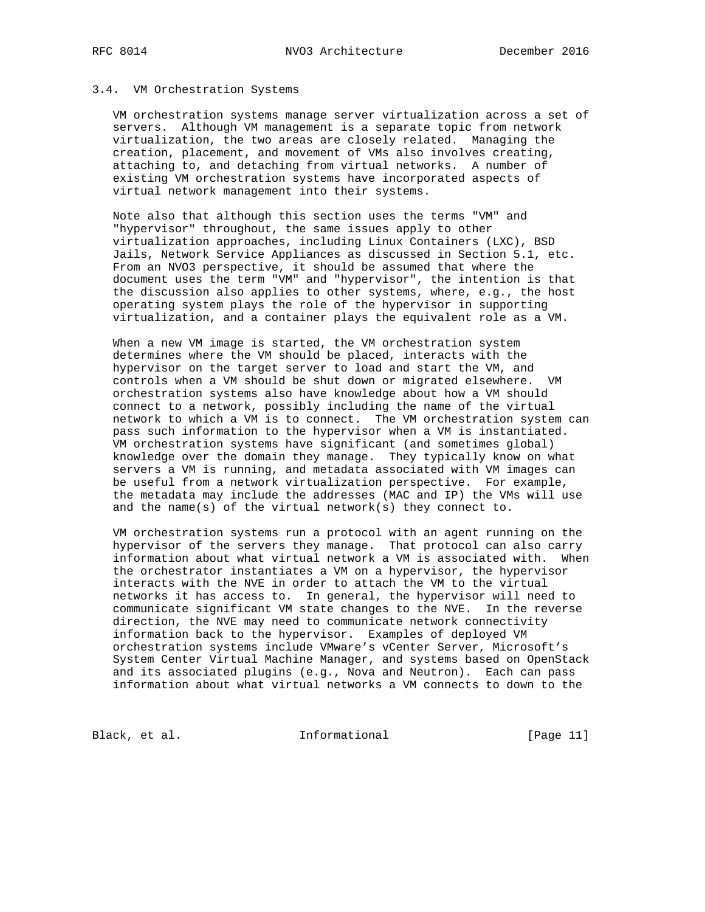### 3.4. VM Orchestration Systems

VM orchestration systems manage server virtualization across a set of servers. Although VM management is a separate topic from network virtualization, the two areas are closely related. Managing the creation, placement, and movement of VMs also involves creating, attaching to, and detaching from virtual networks. A number of existing VM orchestration systems have incorporated aspects of virtual network management into their systems.

Note also that although this section uses the terms "VM" and "hypervisor" throughout, the same issues apply to other virtualization approaches, including Linux Containers (LXC), BSD Jails, Network Service Appliances as discussed in Section 5.1, etc. From an NVO3 perspective, it should be assumed that where the document uses the term "VM" and "hypervisor", the intention is that the discussion also applies to other systems, where, e.g., the host operating system plays the role of the hypervisor in supporting virtualization, and a container plays the equivalent role as a VM.

When a new VM image is started, the VM orchestration system determines where the VM should be placed, interacts with the hypervisor on the target server to load and start the VM, and controls when a VM should be shut down or migrated elsewhere. VM orchestration systems also have knowledge about how a VM should connect to a network, possibly including the name of the virtual network to which a VM is to connect. The VM orchestration system can pass such information to the hypervisor when a VM is instantiated. VM orchestration systems have significant (and sometimes global) knowledge over the domain they manage. They typically know on what servers a VM is running, and metadata associated with VM images can be useful from a network virtualization perspective. For example, the metadata may include the addresses (MAC and IP) the VMs will use and the name(s) of the virtual network(s) they connect to.

VM orchestration systems run a protocol with an agent running on the hypervisor of the servers they manage. That protocol can also carry information about what virtual network a VM is associated with. When the orchestrator instantiates a VM on a hypervisor, the hypervisor interacts with the NVE in order to attach the VM to the virtual networks it has access to. In general, the hypervisor will need to communicate significant VM state changes to the NVE. In the reverse direction, the NVE may need to communicate network connectivity information back to the hypervisor. Examples of deployed VM orchestration systems include VMware's vCenter Server, Microsoft's System Center Virtual Machine Manager, and systems based on OpenStack and its associated plugins (e.g., Nova and Neutron). Each can pass information about what virtual networks a VM connects to down to the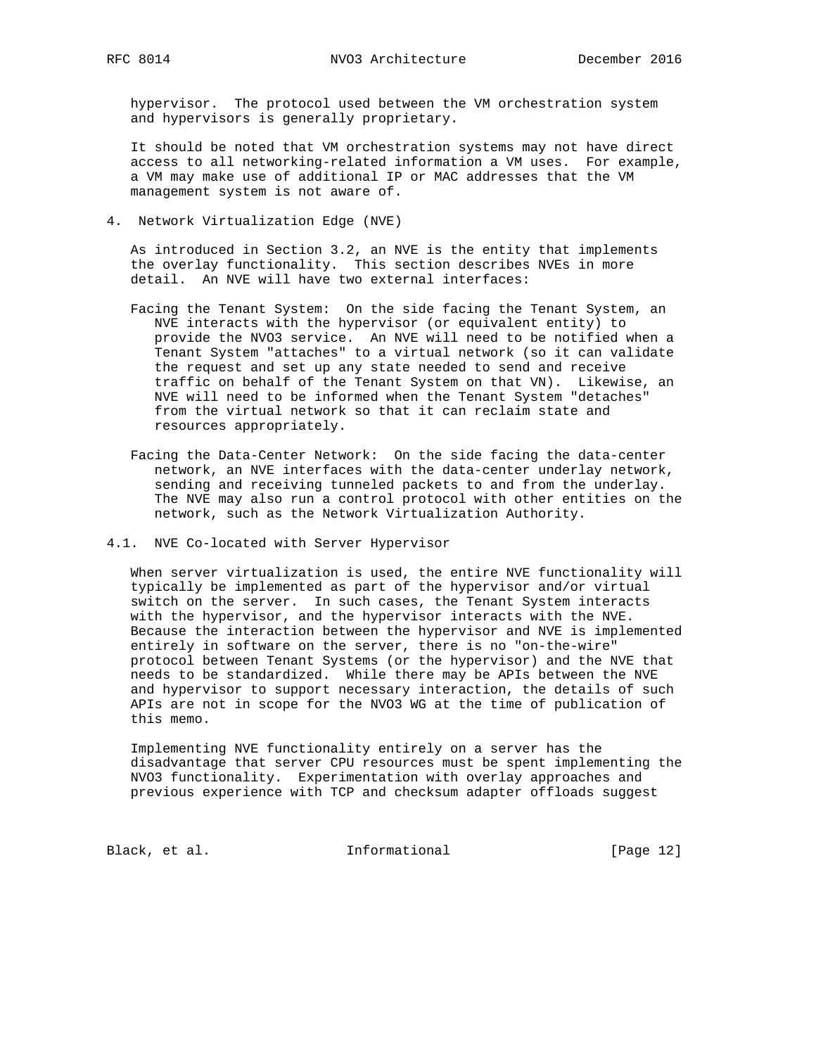hypervisor. The protocol used between the VM orchestration system and hypervisors is generally proprietary.

It should be noted that VM orchestration systems may not have direct access to all networking-related information a VM uses. For example, a VM may make use of additional IP or MAC addresses that the VM management system is not aware of.

## 4. Network Virtualization Edge (NVE)

As introduced in Section 3.2, an NVE is the entity that implements the overlay functionality. This section describes NVEs in more detail. An NVE will have two external interfaces:

Facing the Tenant System: On the side facing the Tenant System, an NVE interacts with the hypervisor (or equivalent entity) to provide the NVO3 service. An NVE will need to be notified when a Tenant System "attaches" to a virtual network (so it can validate the request and set up any state needed to send and receive traffic on behalf of the Tenant System on that VN). Likewise, an NVE will need to be informed when the Tenant System "detaches" from the virtual network so that it can reclaim state and resources appropriately.

Facing the Data-Center Network: On the side facing the data-center network, an NVE interfaces with the data-center underlay network, sending and receiving tunneled packets to and from the underlay. The NVE may also run a control protocol with other entities on the network, such as the Network Virtualization Authority.

### 4.1. NVE Co-located with Server Hypervisor

When server virtualization is used, the entire NVE functionality will typically be implemented as part of the hypervisor and/or virtual switch on the server. In such cases, the Tenant System interacts with the hypervisor, and the hypervisor interacts with the NVE. Because the interaction between the hypervisor and NVE is implemented entirely in software on the server, there is no "on-the-wire" protocol between Tenant Systems (or the hypervisor) and the NVE that needs to be standardized. While there may be APIs between the NVE and hypervisor to support necessary interaction, the details of such APIs are not in scope for the NVO3 WG at the time of publication of this memo.

Implementing NVE functionality entirely on a server has the disadvantage that server CPU resources must be spent implementing the NVO3 functionality. Experimentation with overlay approaches and previous experience with TCP and checksum adapter offloads suggest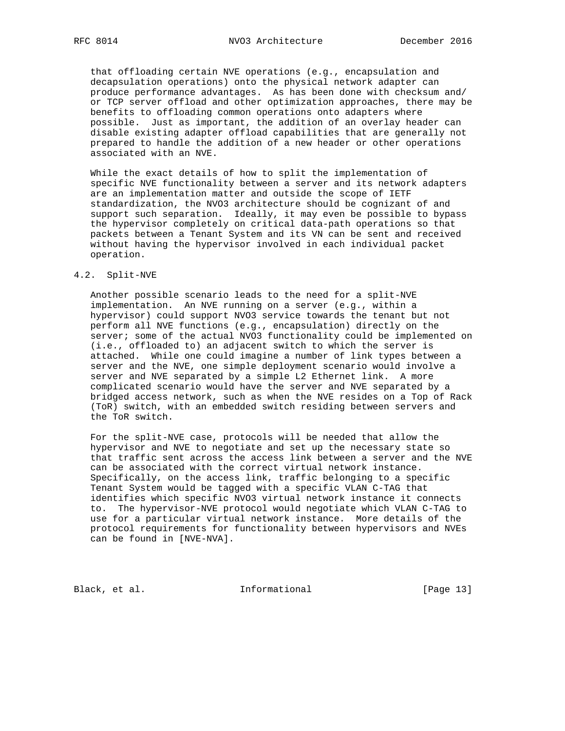that offloading certain NVE operations (e.g., encapsulation and decapsulation operations) onto the physical network adapter can produce performance advantages. As has been done with checksum and/or TCP server offload and other optimization approaches, there may be benefits to offloading common operations onto adapters where possible. Just as important, the addition of an overlay header can disable existing adapter offload capabilities that are generally not prepared to handle the addition of a new header or other operations associated with an NVE.

While the exact details of how to split the implementation of specific NVE functionality between a server and its network adapters are an implementation matter and outside the scope of IETF standardization, the NVO3 architecture should be cognizant of and support such separation. Ideally, it may even be possible to bypass the hypervisor completely on critical data-path operations so that packets between a Tenant System and its VN can be sent and received without having the hypervisor involved in each individual packet operation.

## 4.2. Split-NVE

Another possible scenario leads to the need for a split-NVE implementation. An NVE running on a server (e.g., within a hypervisor) could support NVO3 service towards the tenant but not perform all NVE functions (e.g., encapsulation) directly on the server; some of the actual NVO3 functionality could be implemented on (i.e., offloaded to) an adjacent switch to which the server is attached. While one could imagine a number of link types between a server and the NVE, one simple deployment scenario would involve a server and NVE separated by a simple L2 Ethernet link. A more complicated scenario would have the server and NVE separated by a bridged access network, such as when the NVE resides on a Top of Rack (ToR) switch, with an embedded switch residing between servers and the ToR switch.

For the split-NVE case, protocols will be needed that allow the hypervisor and NVE to negotiate and set up the necessary state so that traffic sent across the access link between a server and the NVE can be associated with the correct virtual network instance. Specifically, on the access link, traffic belonging to a specific Tenant System would be tagged with a specific VLAN C-TAG that identifies which specific NVO3 virtual network instance it connects to. The hypervisor-NVE protocol would negotiate which VLAN C-TAG to use for a particular virtual network instance. More details of the protocol requirements for functionality between hypervisors and NVEs can be found in [NVE-NVA].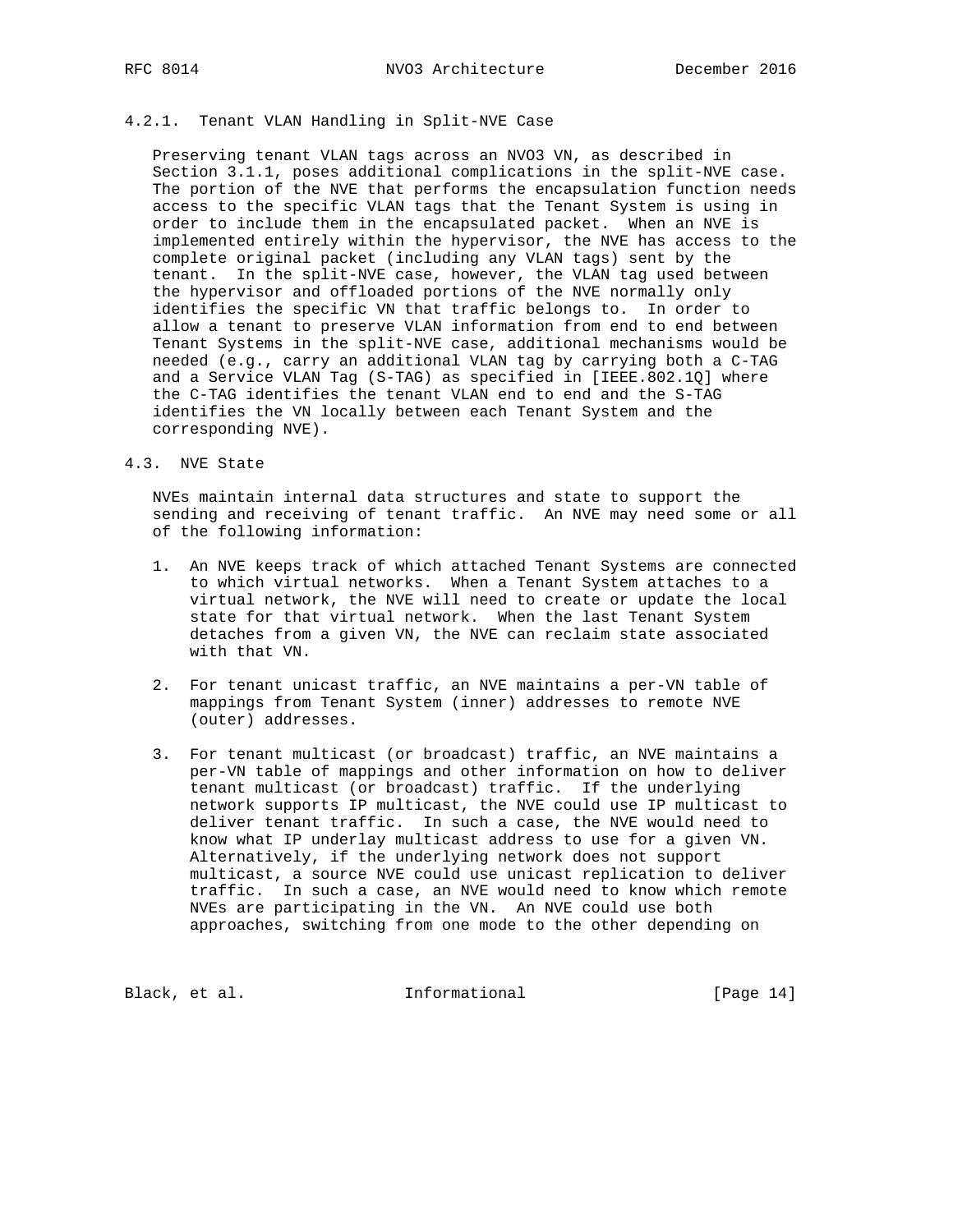### 4.2.1. Tenant VLAN Handling in Split-NVE Case

Preserving tenant VLAN tags across an NVO3 VN, as described in Section 3.1.1, poses additional complications in the split-NVE case. The portion of the NVE that performs the encapsulation function needs access to the specific VLAN tags that the Tenant System is using in order to include them in the encapsulated packet. When an NVE is implemented entirely within the hypervisor, the NVE has access to the complete original packet (including any VLAN tags) sent by the tenant. In the split-NVE case, however, the VLAN tag used between the hypervisor and offloaded portions of the NVE normally only identifies the specific VN that traffic belongs to. In order to allow a tenant to preserve VLAN information from end to end between Tenant Systems in the split-NVE case, additional mechanisms would be needed (e.g., carry an additional VLAN tag by carrying both a C-TAG and a Service VLAN Tag (S-TAG) as specified in [IEEE.802.1Q] where the C-TAG identifies the tenant VLAN end to end and the S-TAG identifies the VN locally between each Tenant System and the corresponding NVE).

## 4.3. NVE State

NVEs maintain internal data structures and state to support the sending and receiving of tenant traffic. An NVE may need some or all of the following information:

1. An NVE keeps track of which attached Tenant Systems are connected to which virtual networks. When a Tenant System attaches to a virtual network, the NVE will need to create or update the local state for that virtual network. When the last Tenant System detaches from a given VN, the NVE can reclaim state associated with that VN.

2. For tenant unicast traffic, an NVE maintains a per-VN table of mappings from Tenant System (inner) addresses to remote NVE (outer) addresses.

3. For tenant multicast (or broadcast) traffic, an NVE maintains a per-VN table of mappings and other information on how to deliver tenant multicast (or broadcast) traffic. If the underlying network supports IP multicast, the NVE could use IP multicast to deliver tenant traffic. In such a case, the NVE would need to know what IP underlay multicast address to use for a given VN. Alternatively, if the underlying network does not support multicast, a source NVE could use unicast replication to deliver traffic. In such a case, an NVE would need to know which remote NVEs are participating in the VN. An NVE could use both approaches, switching from one mode to the other depending on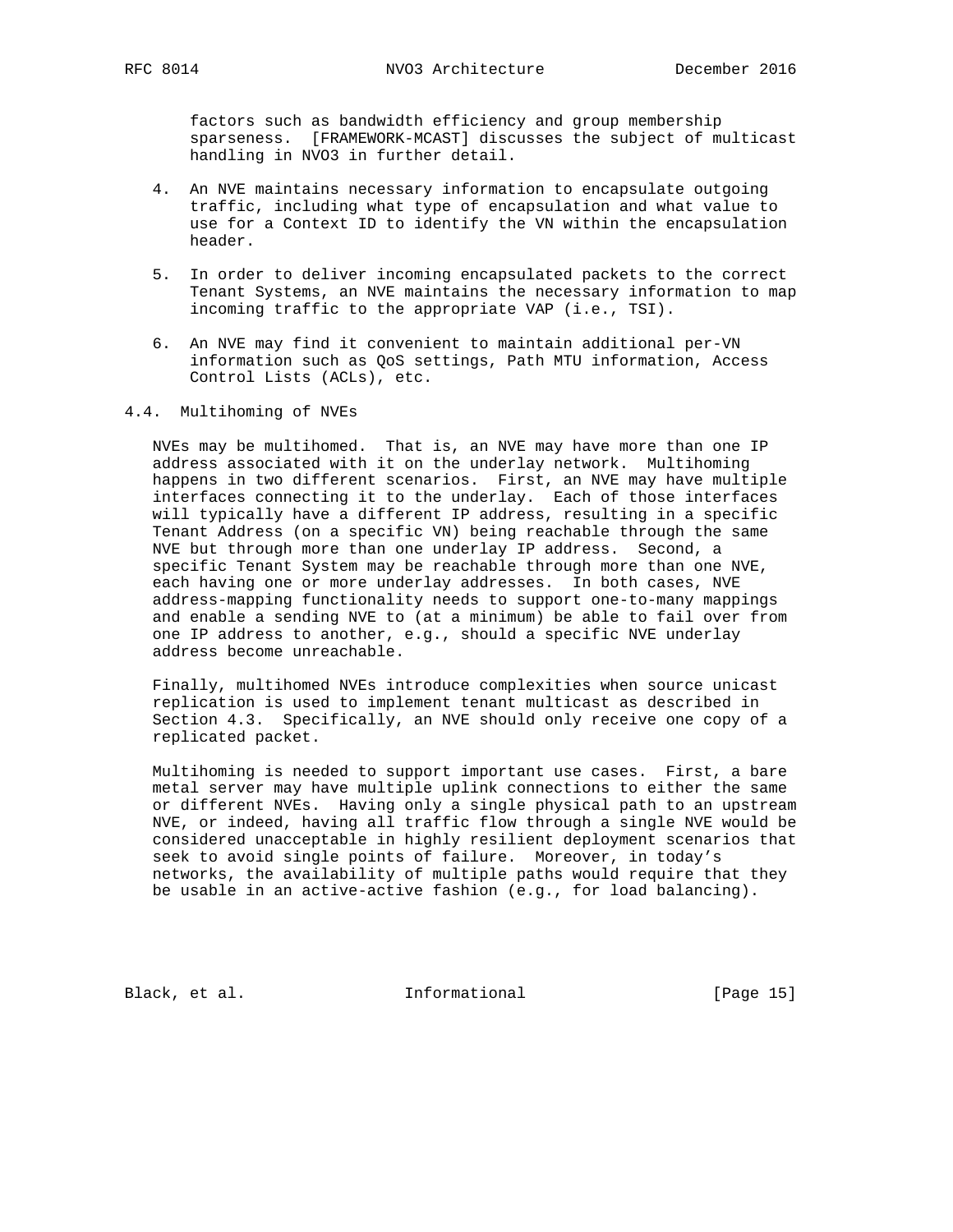factors such as bandwidth efficiency and group membership sparseness. [FRAMEWORK-MCAST] discusses the subject of multicast handling in NVO3 in further detail.

4. An NVE maintains necessary information to encapsulate outgoing traffic, including what type of encapsulation and what value to use for a Context ID to identify the VN within the encapsulation header.

5. In order to deliver incoming encapsulated packets to the correct Tenant Systems, an NVE maintains the necessary information to map incoming traffic to the appropriate VAP (i.e., TSI).

6. An NVE may find it convenient to maintain additional per-VN information such as QoS settings, Path MTU information, Access Control Lists (ACLs), etc.

### 4.4. Multihoming of NVEs

NVEs may be multihomed. That is, an NVE may have more than one IP address associated with it on the underlay network. Multihoming happens in two different scenarios. First, an NVE may have multiple interfaces connecting it to the underlay. Each of those interfaces will typically have a different IP address, resulting in a specific Tenant Address (on a specific VN) being reachable through the same NVE but through more than one underlay IP address. Second, a specific Tenant System may be reachable through more than one NVE, each having one or more underlay addresses. In both cases, NVE address-mapping functionality needs to support one-to-many mappings and enable a sending NVE to (at a minimum) be able to fail over from one IP address to another, e.g., should a specific NVE underlay address become unreachable.

Finally, multihomed NVEs introduce complexities when source unicast replication is used to implement tenant multicast as described in Section 4.3. Specifically, an NVE should only receive one copy of a replicated packet.

Multihoming is needed to support important use cases. First, a bare metal server may have multiple uplink connections to either the same or different NVEs. Having only a single physical path to an upstream NVE, or indeed, having all traffic flow through a single NVE would be considered unacceptable in highly resilient deployment scenarios that seek to avoid single points of failure. Moreover, in today's networks, the availability of multiple paths would require that they be usable in an active-active fashion (e.g., for load balancing).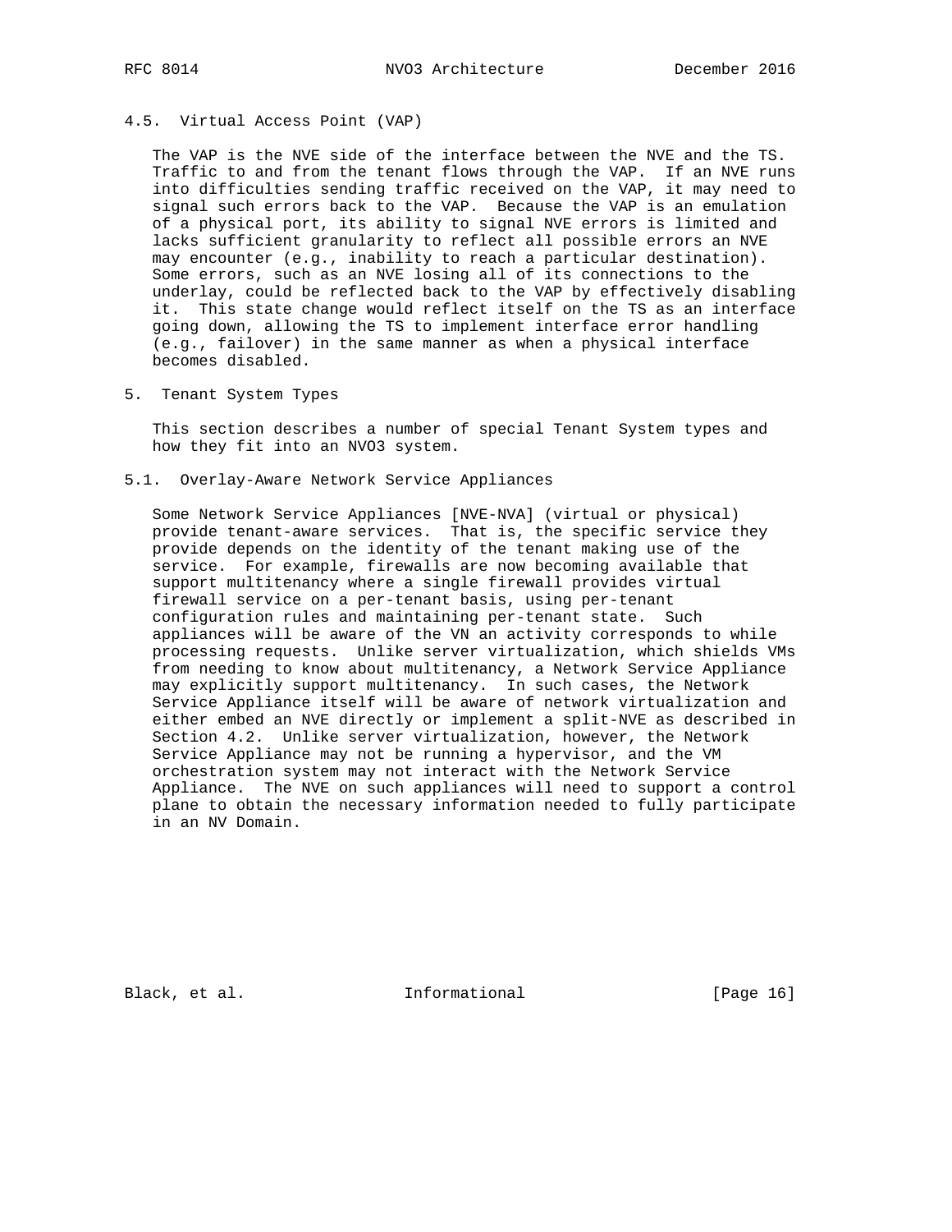### 4.5. Virtual Access Point (VAP)

The VAP is the NVE side of the interface between the NVE and the TS. Traffic to and from the tenant flows through the VAP. If an NVE runs into difficulties sending traffic received on the VAP, it may need to signal such errors back to the VAP. Because the VAP is an emulation of a physical port, its ability to signal NVE errors is limited and lacks sufficient granularity to reflect all possible errors an NVE may encounter (e.g., inability to reach a particular destination). Some errors, such as an NVE losing all of its connections to the underlay, could be reflected back to the VAP by effectively disabling it. This state change would reflect itself on the TS as an interface going down, allowing the TS to implement interface error handling (e.g., failover) in the same manner as when a physical interface becomes disabled.

## 5. Tenant System Types

This section describes a number of special Tenant System types and how they fit into an NVO3 system.

### 5.1. Overlay-Aware Network Service Appliances

Some Network Service Appliances [NVE-NVA] (virtual or physical) provide tenant-aware services. That is, the specific service they provide depends on the identity of the tenant making use of the service. For example, firewalls are now becoming available that support multitenancy where a single firewall provides virtual firewall service on a per-tenant basis, using per-tenant configuration rules and maintaining per-tenant state. Such appliances will be aware of the VN an activity corresponds to while processing requests. Unlike server virtualization, which shields VMs from needing to know about multitenancy, a Network Service Appliance may explicitly support multitenancy. In such cases, the Network Service Appliance itself will be aware of network virtualization and either embed an NVE directly or implement a split-NVE as described in Section 4.2. Unlike server virtualization, however, the Network Service Appliance may not be running a hypervisor, and the VM orchestration system may not interact with the Network Service Appliance. The NVE on such appliances will need to support a control plane to obtain the necessary information needed to fully participate in an NV Domain.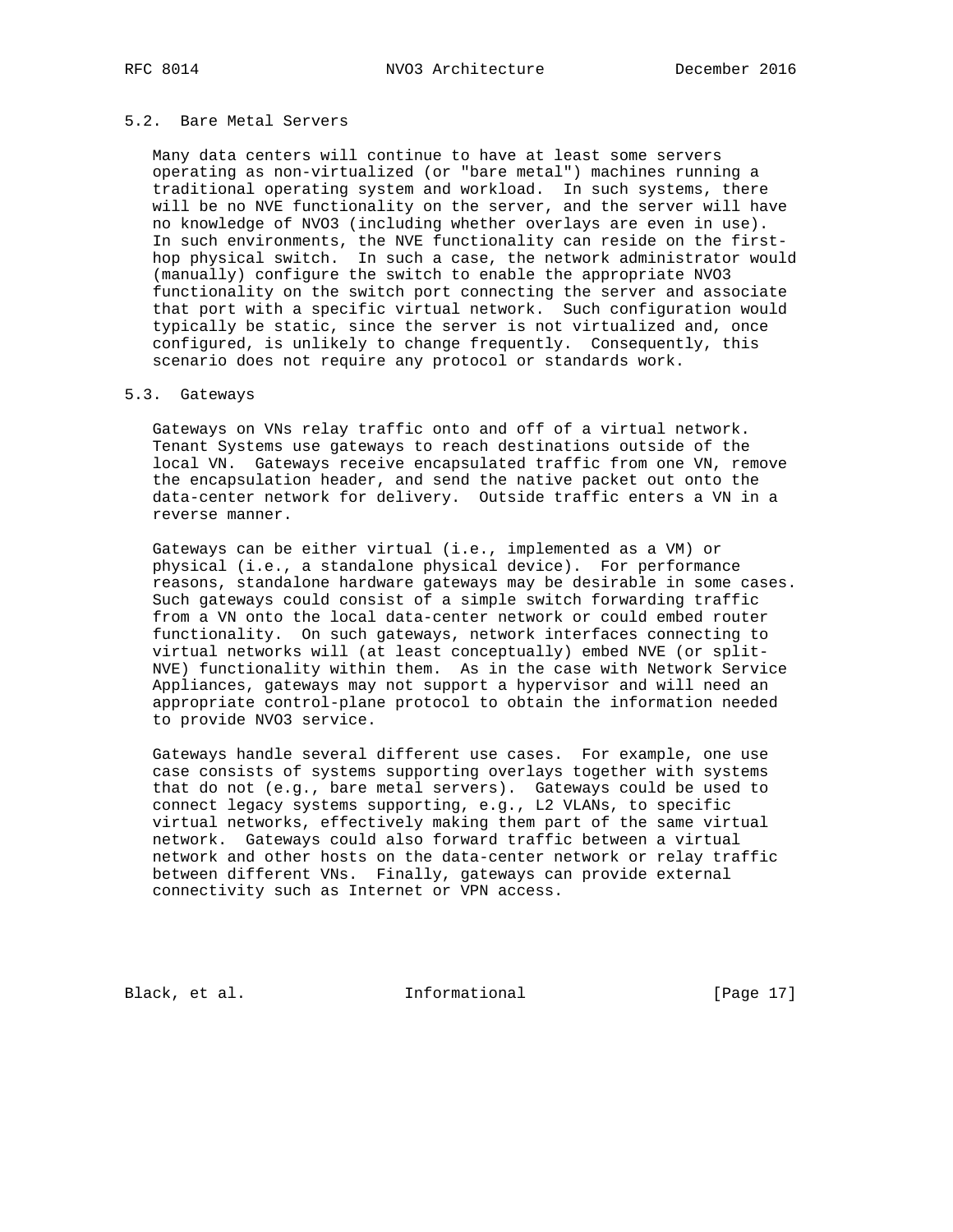### 5.2. Bare Metal Servers

Many data centers will continue to have at least some servers operating as non-virtualized (or "bare metal") machines running a traditional operating system and workload. In such systems, there will be no NVE functionality on the server, and the server will have no knowledge of NVO3 (including whether overlays are even in use). In such environments, the NVE functionality can reside on the first-hop physical switch. In such a case, the network administrator would (manually) configure the switch to enable the appropriate NVO3 functionality on the switch port connecting the server and associate that port with a specific virtual network. Such configuration would typically be static, since the server is not virtualized and, once configured, is unlikely to change frequently. Consequently, this scenario does not require any protocol or standards work.

### 5.3. Gateways

Gateways on VNs relay traffic onto and off of a virtual network. Tenant Systems use gateways to reach destinations outside of the local VN. Gateways receive encapsulated traffic from one VN, remove the encapsulation header, and send the native packet out onto the data-center network for delivery. Outside traffic enters a VN in a reverse manner.

Gateways can be either virtual (i.e., implemented as a VM) or physical (i.e., a standalone physical device). For performance reasons, standalone hardware gateways may be desirable in some cases. Such gateways could consist of a simple switch forwarding traffic from a VN onto the local data-center network or could embed router functionality. On such gateways, network interfaces connecting to virtual networks will (at least conceptually) embed NVE (or split-NVE) functionality within them. As in the case with Network Service Appliances, gateways may not support a hypervisor and will need an appropriate control-plane protocol to obtain the information needed to provide NVO3 service.

Gateways handle several different use cases. For example, one use case consists of systems supporting overlays together with systems that do not (e.g., bare metal servers). Gateways could be used to connect legacy systems supporting, e.g., L2 VLANs, to specific virtual networks, effectively making them part of the same virtual network. Gateways could also forward traffic between a virtual network and other hosts on the data-center network or relay traffic between different VNs. Finally, gateways can provide external connectivity such as Internet or VPN access.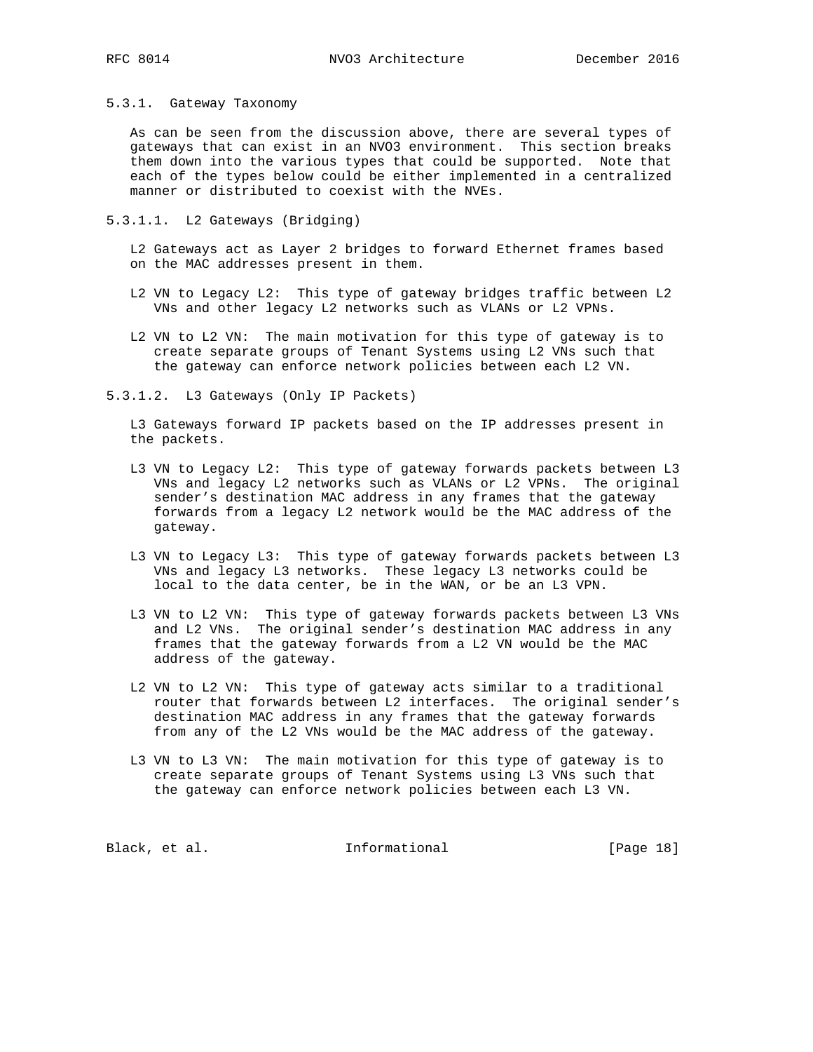### 5.3.1. Gateway Taxonomy

As can be seen from the discussion above, there are several types of gateways that can exist in an NVO3 environment. This section breaks them down into the various types that could be supported. Note that each of the types below could be either implemented in a centralized manner or distributed to coexist with the NVEs.

#### 5.3.1.1. L2 Gateways (Bridging)

L2 Gateways act as Layer 2 bridges to forward Ethernet frames based on the MAC addresses present in them.

L2 VN to Legacy L2: This type of gateway bridges traffic between L2 VNs and other legacy L2 networks such as VLANs or L2 VPNs.

L2 VN to L2 VN: The main motivation for this type of gateway is to create separate groups of Tenant Systems using L2 VNs such that the gateway can enforce network policies between each L2 VN.

#### 5.3.1.2. L3 Gateways (Only IP Packets)

L3 Gateways forward IP packets based on the IP addresses present in the packets.

L3 VN to Legacy L2: This type of gateway forwards packets between L3 VNs and legacy L2 networks such as VLANs or L2 VPNs. The original sender's destination MAC address in any frames that the gateway forwards from a legacy L2 network would be the MAC address of the gateway.

L3 VN to Legacy L3: This type of gateway forwards packets between L3 VNs and legacy L3 networks. These legacy L3 networks could be local to the data center, be in the WAN, or be an L3 VPN.

L3 VN to L2 VN: This type of gateway forwards packets between L3 VNs and L2 VNs. The original sender's destination MAC address in any frames that the gateway forwards from a L2 VN would be the MAC address of the gateway.

L2 VN to L2 VN: This type of gateway acts similar to a traditional router that forwards between L2 interfaces. The original sender's destination MAC address in any frames that the gateway forwards from any of the L2 VNs would be the MAC address of the gateway.

L3 VN to L3 VN: The main motivation for this type of gateway is to create separate groups of Tenant Systems using L3 VNs such that the gateway can enforce network policies between each L3 VN.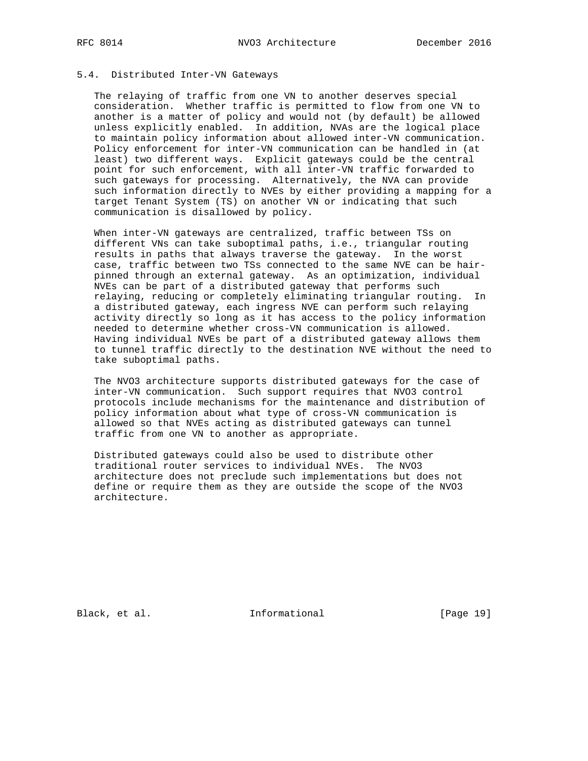### 5.4. Distributed Inter-VN Gateways

The relaying of traffic from one VN to another deserves special consideration. Whether traffic is permitted to flow from one VN to another is a matter of policy and would not (by default) be allowed unless explicitly enabled. In addition, NVAs are the logical place to maintain policy information about allowed inter-VN communication. Policy enforcement for inter-VN communication can be handled in (at least) two different ways. Explicit gateways could be the central point for such enforcement, with all inter-VN traffic forwarded to such gateways for processing. Alternatively, the NVA can provide such information directly to NVEs by either providing a mapping for a target Tenant System (TS) on another VN or indicating that such communication is disallowed by policy.

When inter-VN gateways are centralized, traffic between TSs on different VNs can take suboptimal paths, i.e., triangular routing results in paths that always traverse the gateway. In the worst case, traffic between two TSs connected to the same NVE can be hair-pinned through an external gateway. As an optimization, individual NVEs can be part of a distributed gateway that performs such relaying, reducing or completely eliminating triangular routing. In a distributed gateway, each ingress NVE can perform such relaying activity directly so long as it has access to the policy information needed to determine whether cross-VN communication is allowed. Having individual NVEs be part of a distributed gateway allows them to tunnel traffic directly to the destination NVE without the need to take suboptimal paths.

The NVO3 architecture supports distributed gateways for the case of inter-VN communication. Such support requires that NVO3 control protocols include mechanisms for the maintenance and distribution of policy information about what type of cross-VN communication is allowed so that NVEs acting as distributed gateways can tunnel traffic from one VN to another as appropriate.

Distributed gateways could also be used to distribute other traditional router services to individual NVEs. The NVO3 architecture does not preclude such implementations but does not define or require them as they are outside the scope of the NVO3 architecture.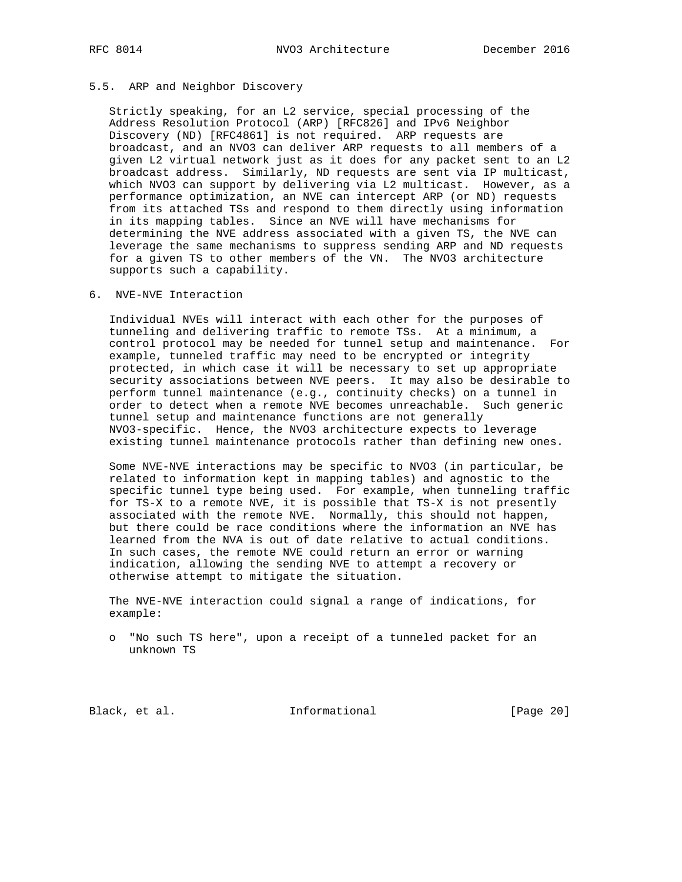### 5.5. ARP and Neighbor Discovery

Strictly speaking, for an L2 service, special processing of the Address Resolution Protocol (ARP) [RFC826] and IPv6 Neighbor Discovery (ND) [RFC4861] is not required. ARP requests are broadcast, and an NVO3 can deliver ARP requests to all members of a given L2 virtual network just as it does for any packet sent to an L2 broadcast address. Similarly, ND requests are sent via IP multicast, which NVO3 can support by delivering via L2 multicast. However, as a performance optimization, an NVE can intercept ARP (or ND) requests from its attached TSs and respond to them directly using information in its mapping tables. Since an NVE will have mechanisms for determining the NVE address associated with a given TS, the NVE can leverage the same mechanisms to suppress sending ARP and ND requests for a given TS to other members of the VN. The NVO3 architecture supports such a capability.

## 6. NVE-NVE Interaction

Individual NVEs will interact with each other for the purposes of tunneling and delivering traffic to remote TSs. At a minimum, a control protocol may be needed for tunnel setup and maintenance. For example, tunneled traffic may need to be encrypted or integrity protected, in which case it will be necessary to set up appropriate security associations between NVE peers. It may also be desirable to perform tunnel maintenance (e.g., continuity checks) on a tunnel in order to detect when a remote NVE becomes unreachable. Such generic tunnel setup and maintenance functions are not generally NVO3-specific. Hence, the NVO3 architecture expects to leverage existing tunnel maintenance protocols rather than defining new ones.

Some NVE-NVE interactions may be specific to NVO3 (in particular, be related to information kept in mapping tables) and agnostic to the specific tunnel type being used. For example, when tunneling traffic for TS-X to a remote NVE, it is possible that TS-X is not presently associated with the remote NVE. Normally, this should not happen, but there could be race conditions where the information an NVE has learned from the NVA is out of date relative to actual conditions. In such cases, the remote NVE could return an error or warning indication, allowing the sending NVE to attempt a recovery or otherwise attempt to mitigate the situation.

The NVE-NVE interaction could signal a range of indications, for example:

- "No such TS here", upon a receipt of a tunneled packet for an unknown TS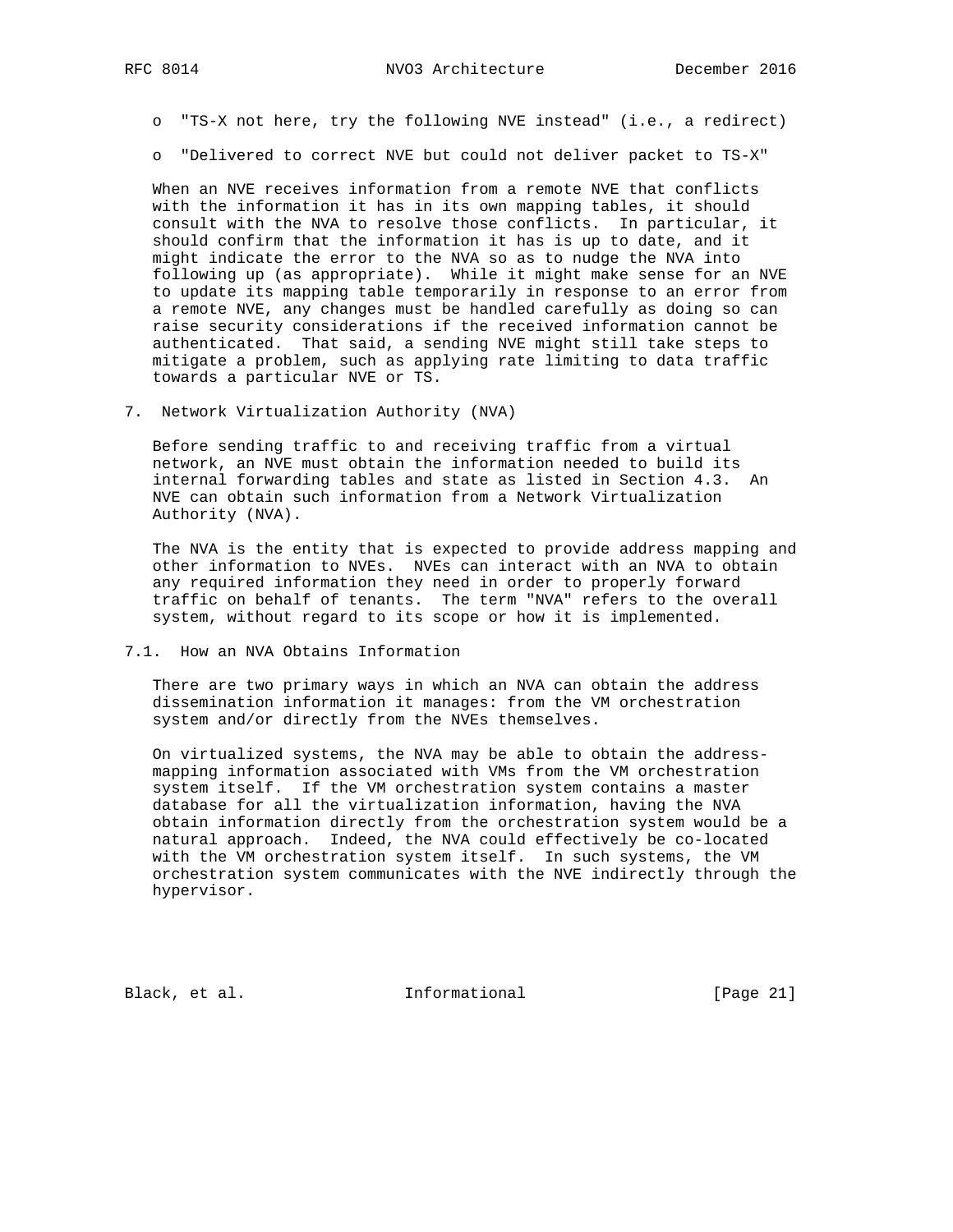- "TS-X not here, try the following NVE instead" (i.e., a redirect)
- "Delivered to correct NVE but could not deliver packet to TS-X"

When an NVE receives information from a remote NVE that conflicts with the information it has in its own mapping tables, it should consult with the NVA to resolve those conflicts. In particular, it should confirm that the information it has is up to date, and it might indicate the error to the NVA so as to nudge the NVA into following up (as appropriate). While it might make sense for an NVE to update its mapping table temporarily in response to an error from a remote NVE, any changes must be handled carefully as doing so can raise security considerations if the received information cannot be authenticated. That said, a sending NVE might still take steps to mitigate a problem, such as applying rate limiting to data traffic towards a particular NVE or TS.

## 7. Network Virtualization Authority (NVA)

Before sending traffic to and receiving traffic from a virtual network, an NVE must obtain the information needed to build its internal forwarding tables and state as listed in Section 4.3. An NVE can obtain such information from a Network Virtualization Authority (NVA).

The NVA is the entity that is expected to provide address mapping and other information to NVEs. NVEs can interact with an NVA to obtain any required information they need in order to properly forward traffic on behalf of tenants. The term "NVA" refers to the overall system, without regard to its scope or how it is implemented.

### 7.1. How an NVA Obtains Information

There are two primary ways in which an NVA can obtain the address dissemination information it manages: from the VM orchestration system and/or directly from the NVEs themselves.

On virtualized systems, the NVA may be able to obtain the address-mapping information associated with VMs from the VM orchestration system itself. If the VM orchestration system contains a master database for all the virtualization information, having the NVA obtain information directly from the orchestration system would be a natural approach. Indeed, the NVA could effectively be co-located with the VM orchestration system itself. In such systems, the VM orchestration system communicates with the NVE indirectly through the hypervisor.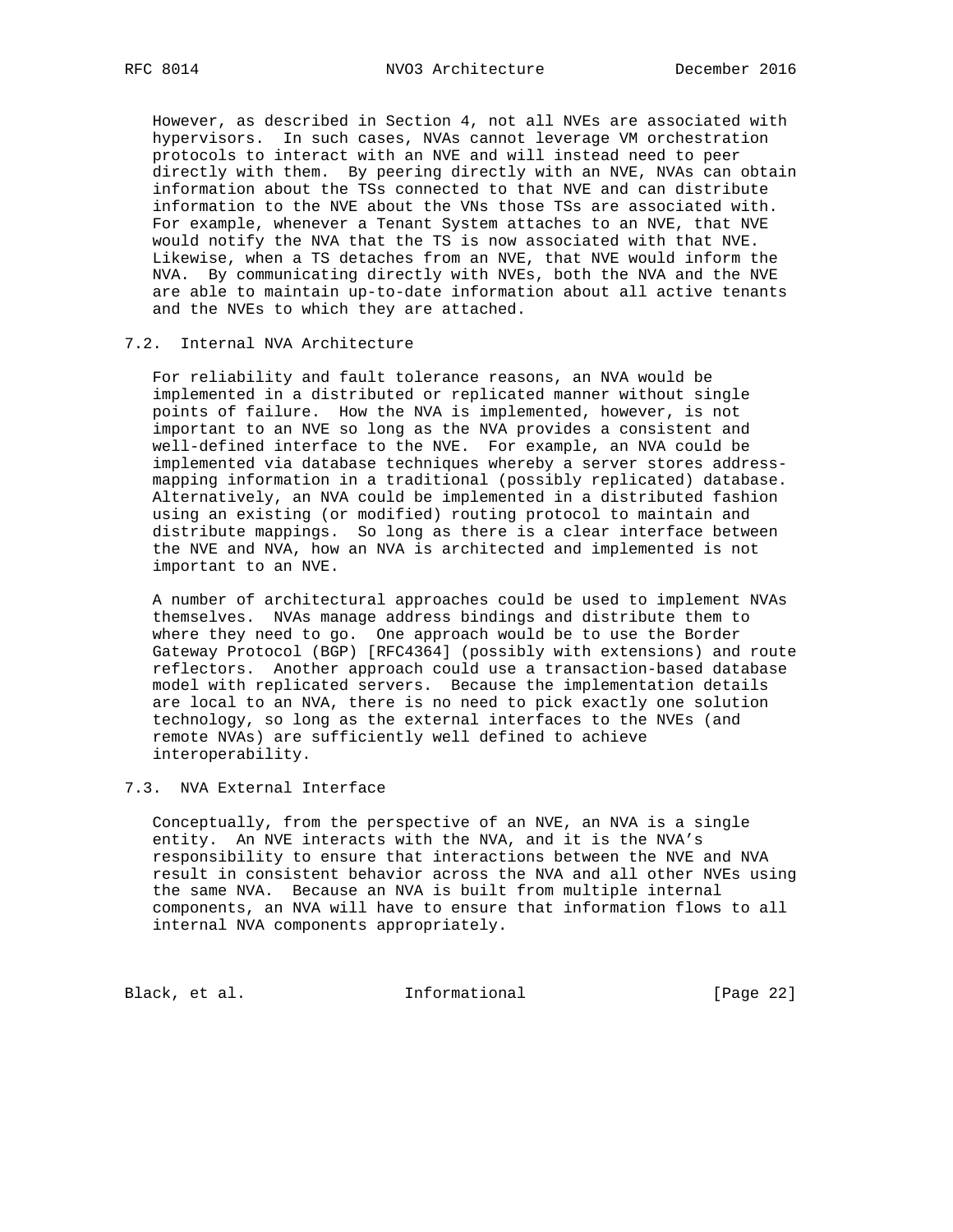However, as described in Section 4, not all NVEs are associated with hypervisors. In such cases, NVAs cannot leverage VM orchestration protocols to interact with an NVE and will instead need to peer directly with them. By peering directly with an NVE, NVAs can obtain information about the TSs connected to that NVE and can distribute information to the NVE about the VNs those TSs are associated with. For example, whenever a Tenant System attaches to an NVE, that NVE would notify the NVA that the TS is now associated with that NVE. Likewise, when a TS detaches from an NVE, that NVE would inform the NVA. By communicating directly with NVEs, both the NVA and the NVE are able to maintain up-to-date information about all active tenants and the NVEs to which they are attached.

## 7.2. Internal NVA Architecture

For reliability and fault tolerance reasons, an NVA would be implemented in a distributed or replicated manner without single points of failure. How the NVA is implemented, however, is not important to an NVE so long as the NVA provides a consistent and well-defined interface to the NVE. For example, an NVA could be implemented via database techniques whereby a server stores address-mapping information in a traditional (possibly replicated) database. Alternatively, an NVA could be implemented in a distributed fashion using an existing (or modified) routing protocol to maintain and distribute mappings. So long as there is a clear interface between the NVE and NVA, how an NVA is architected and implemented is not important to an NVE.

A number of architectural approaches could be used to implement NVAs themselves. NVAs manage address bindings and distribute them to where they need to go. One approach would be to use the Border Gateway Protocol (BGP) [RFC4364] (possibly with extensions) and route reflectors. Another approach could use a transaction-based database model with replicated servers. Because the implementation details are local to an NVA, there is no need to pick exactly one solution technology, so long as the external interfaces to the NVEs (and remote NVAs) are sufficiently well defined to achieve interoperability.

## 7.3. NVA External Interface

Conceptually, from the perspective of an NVE, an NVA is a single entity. An NVE interacts with the NVA, and it is the NVA's responsibility to ensure that interactions between the NVE and NVA result in consistent behavior across the NVA and all other NVEs using the same NVA. Because an NVA is built from multiple internal components, an NVA will have to ensure that information flows to all internal NVA components appropriately.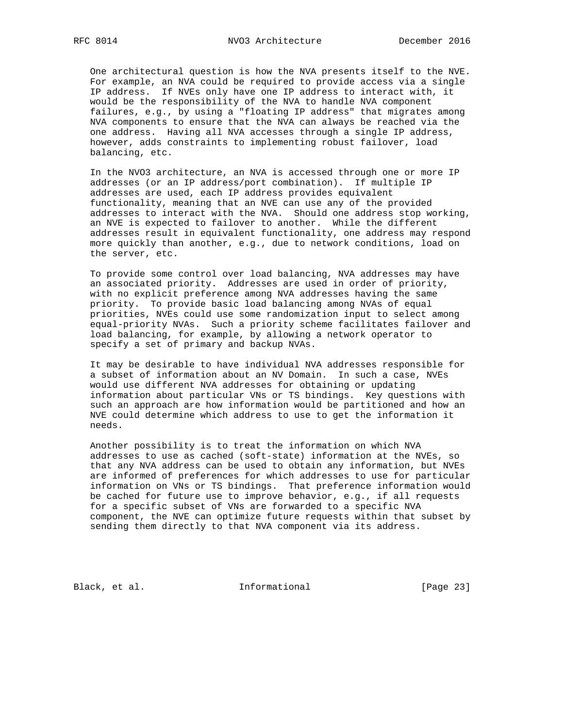One architectural question is how the NVA presents itself to the NVE. For example, an NVA could be required to provide access via a single IP address. If NVEs only have one IP address to interact with, it would be the responsibility of the NVA to handle NVA component failures, e.g., by using a "floating IP address" that migrates among NVA components to ensure that the NVA can always be reached via the one address. Having all NVA accesses through a single IP address, however, adds constraints to implementing robust failover, load balancing, etc.

In the NVO3 architecture, an NVA is accessed through one or more IP addresses (or an IP address/port combination). If multiple IP addresses are used, each IP address provides equivalent functionality, meaning that an NVE can use any of the provided addresses to interact with the NVA. Should one address stop working, an NVE is expected to failover to another. While the different addresses result in equivalent functionality, one address may respond more quickly than another, e.g., due to network conditions, load on the server, etc.

To provide some control over load balancing, NVA addresses may have an associated priority. Addresses are used in order of priority, with no explicit preference among NVA addresses having the same priority. To provide basic load balancing among NVAs of equal priorities, NVEs could use some randomization input to select among equal-priority NVAs. Such a priority scheme facilitates failover and load balancing, for example, by allowing a network operator to specify a set of primary and backup NVAs.

It may be desirable to have individual NVA addresses responsible for a subset of information about an NV Domain. In such a case, NVEs would use different NVA addresses for obtaining or updating information about particular VNs or TS bindings. Key questions with such an approach are how information would be partitioned and how an NVE could determine which address to use to get the information it needs.

Another possibility is to treat the information on which NVA addresses to use as cached (soft-state) information at the NVEs, so that any NVA address can be used to obtain any information, but NVEs are informed of preferences for which addresses to use for particular information on VNs or TS bindings. That preference information would be cached for future use to improve behavior, e.g., if all requests for a specific subset of VNs are forwarded to a specific NVA component, the NVE can optimize future requests within that subset by sending them directly to that NVA component via its address.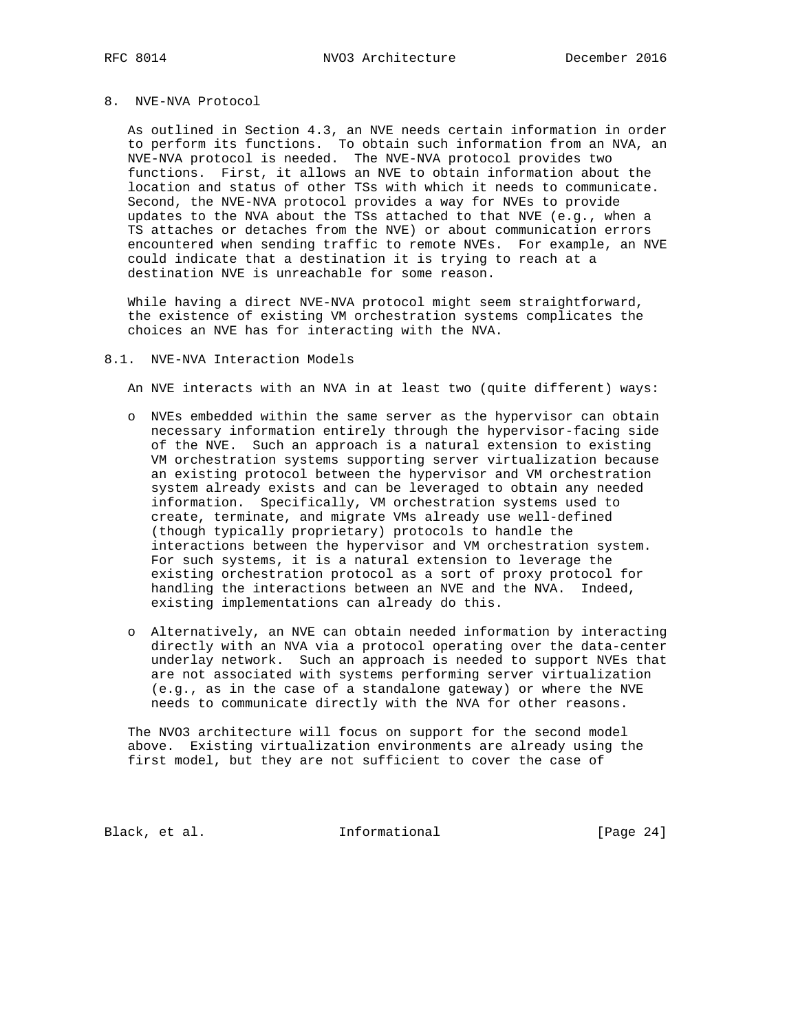## 8. NVE-NVA Protocol

As outlined in Section 4.3, an NVE needs certain information in order to perform its functions. To obtain such information from an NVA, an NVE-NVA protocol is needed. The NVE-NVA protocol provides two functions. First, it allows an NVE to obtain information about the location and status of other TSs with which it needs to communicate. Second, the NVE-NVA protocol provides a way for NVEs to provide updates to the NVA about the TSs attached to that NVE (e.g., when a TS attaches or detaches from the NVE) or about communication errors encountered when sending traffic to remote NVEs. For example, an NVE could indicate that a destination it is trying to reach at a destination NVE is unreachable for some reason.

While having a direct NVE-NVA protocol might seem straightforward, the existence of existing VM orchestration systems complicates the choices an NVE has for interacting with the NVA.

### 8.1. NVE-NVA Interaction Models

An NVE interacts with an NVA in at least two (quite different) ways:

- NVEs embedded within the same server as the hypervisor can obtain necessary information entirely through the hypervisor-facing side of the NVE. Such an approach is a natural extension to existing VM orchestration systems supporting server virtualization because an existing protocol between the hypervisor and VM orchestration system already exists and can be leveraged to obtain any needed information. Specifically, VM orchestration systems used to create, terminate, and migrate VMs already use well-defined (though typically proprietary) protocols to handle the interactions between the hypervisor and VM orchestration system. For such systems, it is a natural extension to leverage the existing orchestration protocol as a sort of proxy protocol for handling the interactions between an NVE and the NVA. Indeed, existing implementations can already do this.

- Alternatively, an NVE can obtain needed information by interacting directly with an NVA via a protocol operating over the data-center underlay network. Such an approach is needed to support NVEs that are not associated with systems performing server virtualization (e.g., as in the case of a standalone gateway) or where the NVE needs to communicate directly with the NVA for other reasons.

The NVO3 architecture will focus on support for the second model above. Existing virtualization environments are already using the first model, but they are not sufficient to cover the case of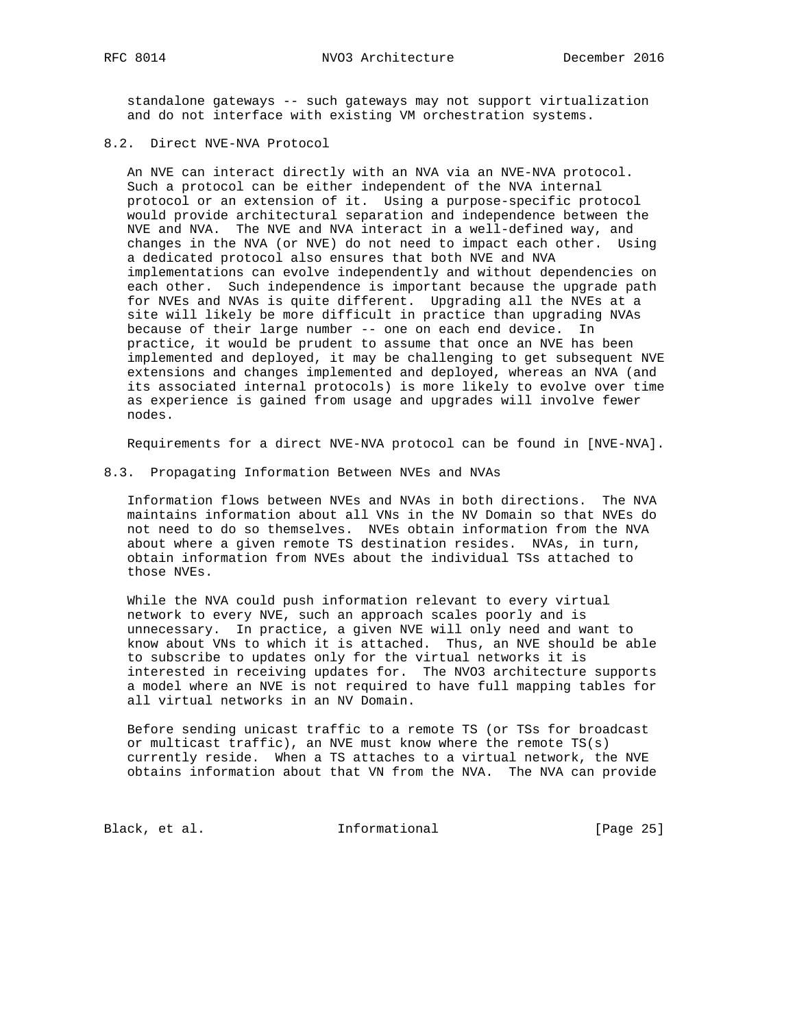standalone gateways -- such gateways may not support virtualization and do not interface with existing VM orchestration systems.

### 8.2. Direct NVE-NVA Protocol

An NVE can interact directly with an NVA via an NVE-NVA protocol. Such a protocol can be either independent of the NVA internal protocol or an extension of it. Using a purpose-specific protocol would provide architectural separation and independence between the NVE and NVA. The NVE and NVA interact in a well-defined way, and changes in the NVA (or NVE) do not need to impact each other. Using a dedicated protocol also ensures that both NVE and NVA implementations can evolve independently and without dependencies on each other. Such independence is important because the upgrade path for NVEs and NVAs is quite different. Upgrading all the NVEs at a site will likely be more difficult in practice than upgrading NVAs because of their large number -- one on each end device. In practice, it would be prudent to assume that once an NVE has been implemented and deployed, it may be challenging to get subsequent NVE extensions and changes implemented and deployed, whereas an NVA (and its associated internal protocols) is more likely to evolve over time as experience is gained from usage and upgrades will involve fewer nodes.

Requirements for a direct NVE-NVA protocol can be found in [NVE-NVA].

### 8.3. Propagating Information Between NVEs and NVAs

Information flows between NVEs and NVAs in both directions. The NVA maintains information about all VNs in the NV Domain so that NVEs do not need to do so themselves. NVEs obtain information from the NVA about where a given remote TS destination resides. NVAs, in turn, obtain information from NVEs about the individual TSs attached to those NVEs.

While the NVA could push information relevant to every virtual network to every NVE, such an approach scales poorly and is unnecessary. In practice, a given NVE will only need and want to know about VNs to which it is attached. Thus, an NVE should be able to subscribe to updates only for the virtual networks it is interested in receiving updates for. The NVO3 architecture supports a model where an NVE is not required to have full mapping tables for all virtual networks in an NV Domain.

Before sending unicast traffic to a remote TS (or TSs for broadcast or multicast traffic), an NVE must know where the remote TS(s) currently reside. When a TS attaches to a virtual network, the NVE obtains information about that VN from the NVA. The NVA can provide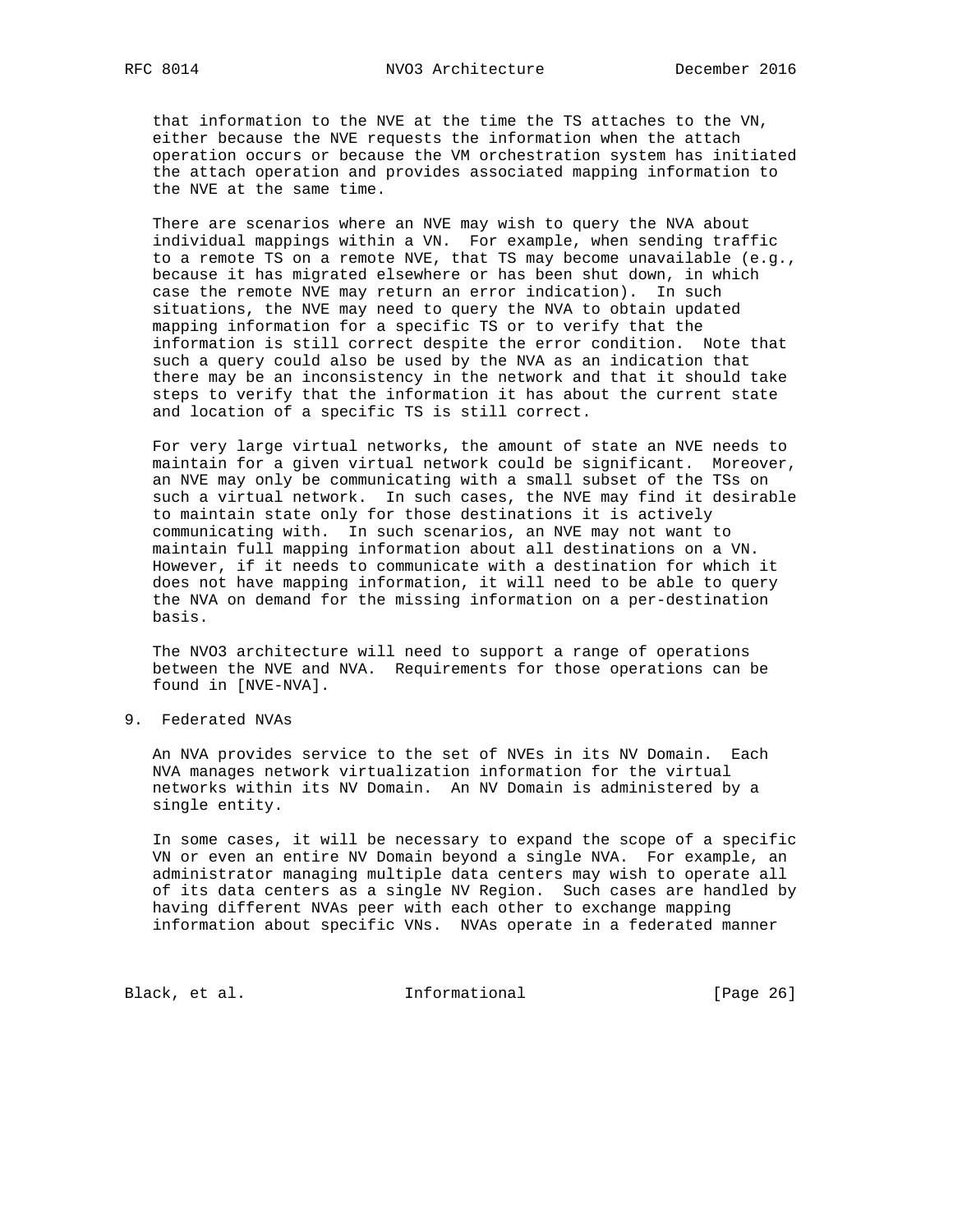that information to the NVE at the time the TS attaches to the VN, either because the NVE requests the information when the attach operation occurs or because the VM orchestration system has initiated the attach operation and provides associated mapping information to the NVE at the same time.

There are scenarios where an NVE may wish to query the NVA about individual mappings within a VN. For example, when sending traffic to a remote TS on a remote NVE, that TS may become unavailable (e.g., because it has migrated elsewhere or has been shut down, in which case the remote NVE may return an error indication). In such situations, the NVE may need to query the NVA to obtain updated mapping information for a specific TS or to verify that the information is still correct despite the error condition. Note that such a query could also be used by the NVA as an indication that there may be an inconsistency in the network and that it should take steps to verify that the information it has about the current state and location of a specific TS is still correct.

For very large virtual networks, the amount of state an NVE needs to maintain for a given virtual network could be significant. Moreover, an NVE may only be communicating with a small subset of the TSs on such a virtual network. In such cases, the NVE may find it desirable to maintain state only for those destinations it is actively communicating with. In such scenarios, an NVE may not want to maintain full mapping information about all destinations on a VN. However, if it needs to communicate with a destination for which it does not have mapping information, it will need to be able to query the NVA on demand for the missing information on a per-destination basis.

The NVO3 architecture will need to support a range of operations between the NVE and NVA. Requirements for those operations can be found in [NVE-NVA].

## 9. Federated NVAs

An NVA provides service to the set of NVEs in its NV Domain. Each NVA manages network virtualization information for the virtual networks within its NV Domain. An NV Domain is administered by a single entity.

In some cases, it will be necessary to expand the scope of a specific VN or even an entire NV Domain beyond a single NVA. For example, an administrator managing multiple data centers may wish to operate all of its data centers as a single NV Region. Such cases are handled by having different NVAs peer with each other to exchange mapping information about specific VNs. NVAs operate in a federated manner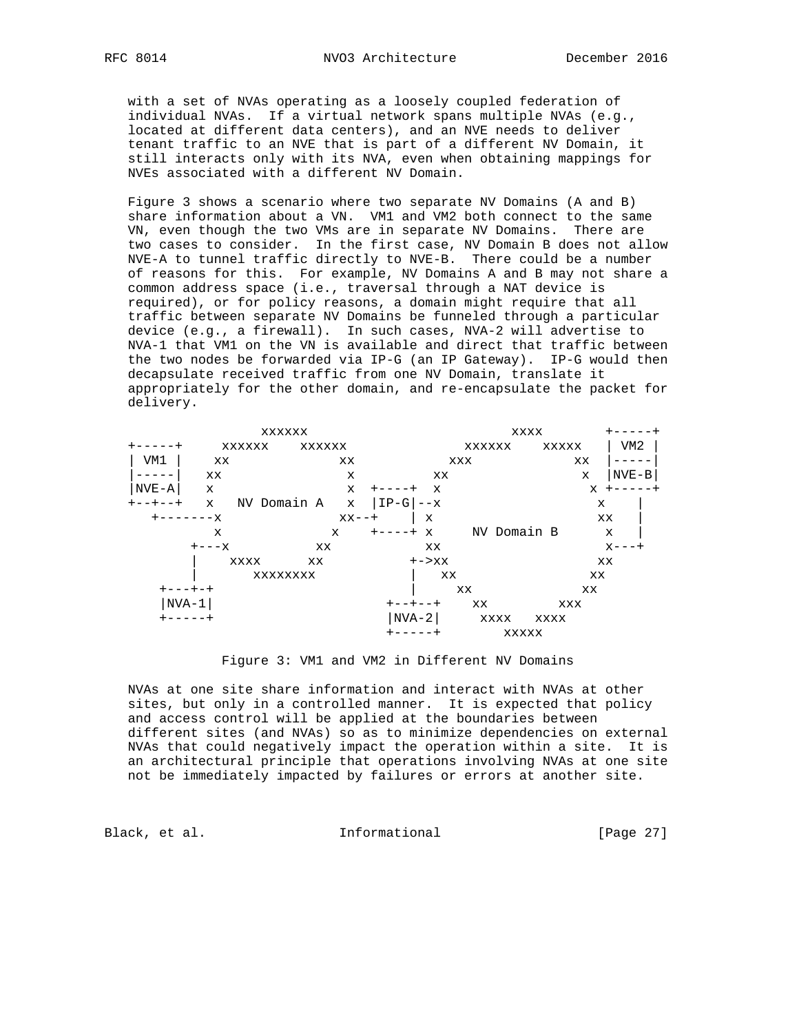with a set of NVAs operating as a loosely coupled federation of individual NVAs. If a virtual network spans multiple NVAs (e.g., located at different data centers), and an NVE needs to deliver tenant traffic to an NVE that is part of a different NV Domain, it still interacts only with its NVA, even when obtaining mappings for NVEs associated with a different NV Domain.

Figure 3 shows a scenario where two separate NV Domains (A and B) share information about a VN. VM1 and VM2 both connect to the same VN, even though the two VMs are in separate NV Domains. There are two cases to consider. In the first case, NV Domain B does not allow NVE-A to tunnel traffic directly to NVE-B. There could be a number of reasons for this. For example, NV Domains A and B may not share a common address space (i.e., traversal through a NAT device is required), or for policy reasons, a domain might require that all traffic between separate NV Domains be funneled through a particular device (e.g., a firewall). In such cases, NVA-2 will advertise to NVA-1 that VM1 on the VN is available and direct that traffic between the two nodes be forwarded via IP-G (an IP Gateway). IP-G would then decapsulate received traffic from one NV Domain, translate it appropriately for the other domain, and re-encapsulate the packet for delivery.

```
                 xxxxxx                          xxxx        +-----+
+-----+     xxxxxx    xxxxxx               xxxxxx    xxxxx   | VM2 |
| VM1 |    xx              xx            xxx            xx  |-----|
|-----|   xx                x          xx                x  |NVE-B|
|NVE-A|   x                 x  +----+  x                  x +-----+
+--+--+   x   NV Domain A   x  |IP-G|--x                   x    |
   +-------x              xx--+    | x                    xx   |
          x              x    +----+ x     NV Domain B      x   |
       +---x           xx            xx                     x---+
       |    xxxx      xx           +->xx                   xx
       |       xxxxxxxx            |   xx                 xx
    +---+-+                        |     xx              xx
    |NVA-1|                     +--+--+    xx         xxx
    +-----+                     |NVA-2|     xxxx   xxxx
                                +-----+       xxxxx
```

Figure 3: VM1 and VM2 in Different NV Domains

NVAs at one site share information and interact with NVAs at other sites, but only in a controlled manner. It is expected that policy and access control will be applied at the boundaries between different sites (and NVAs) so as to minimize dependencies on external NVAs that could negatively impact the operation within a site. It is an architectural principle that operations involving NVAs at one site not be immediately impacted by failures or errors at another site.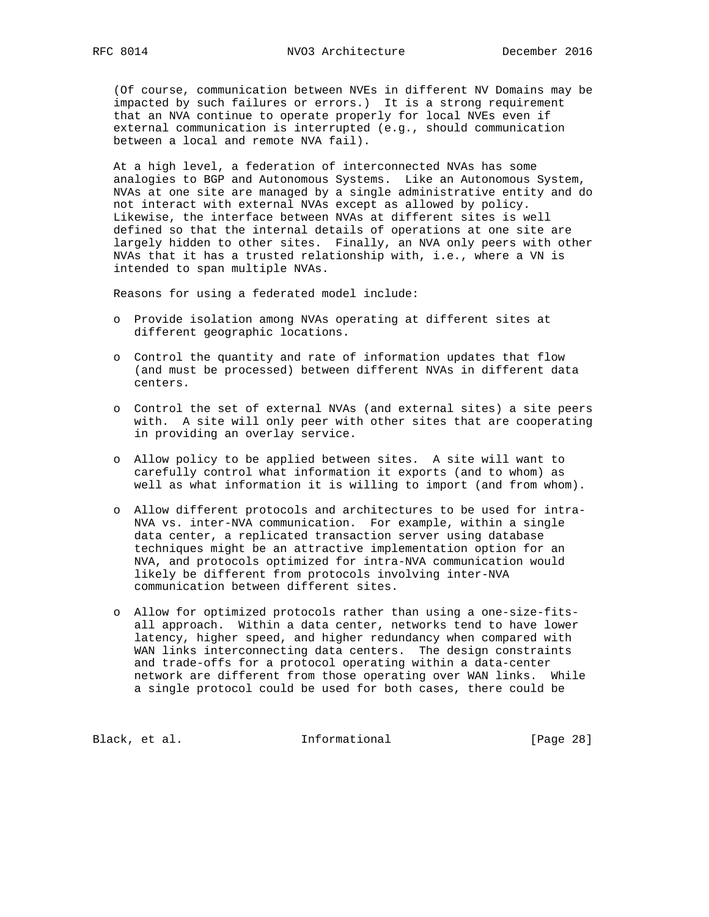(Of course, communication between NVEs in different NV Domains may be impacted by such failures or errors.) It is a strong requirement that an NVA continue to operate properly for local NVEs even if external communication is interrupted (e.g., should communication between a local and remote NVA fail).

At a high level, a federation of interconnected NVAs has some analogies to BGP and Autonomous Systems. Like an Autonomous System, NVAs at one site are managed by a single administrative entity and do not interact with external NVAs except as allowed by policy. Likewise, the interface between NVAs at different sites is well defined so that the internal details of operations at one site are largely hidden to other sites. Finally, an NVA only peers with other NVAs that it has a trusted relationship with, i.e., where a VN is intended to span multiple NVAs.

Reasons for using a federated model include:

- Provide isolation among NVAs operating at different sites at different geographic locations.

- Control the quantity and rate of information updates that flow (and must be processed) between different NVAs in different data centers.

- Control the set of external NVAs (and external sites) a site peers with. A site will only peer with other sites that are cooperating in providing an overlay service.

- Allow policy to be applied between sites. A site will want to carefully control what information it exports (and to whom) as well as what information it is willing to import (and from whom).

- Allow different protocols and architectures to be used for intra-NVA vs. inter-NVA communication. For example, within a single data center, a replicated transaction server using database techniques might be an attractive implementation option for an NVA, and protocols optimized for intra-NVA communication would likely be different from protocols involving inter-NVA communication between different sites.

- Allow for optimized protocols rather than using a one-size-fits-all approach. Within a data center, networks tend to have lower latency, higher speed, and higher redundancy when compared with WAN links interconnecting data centers. The design constraints and trade-offs for a protocol operating within a data-center network are different from those operating over WAN links. While a single protocol could be used for both cases, there could be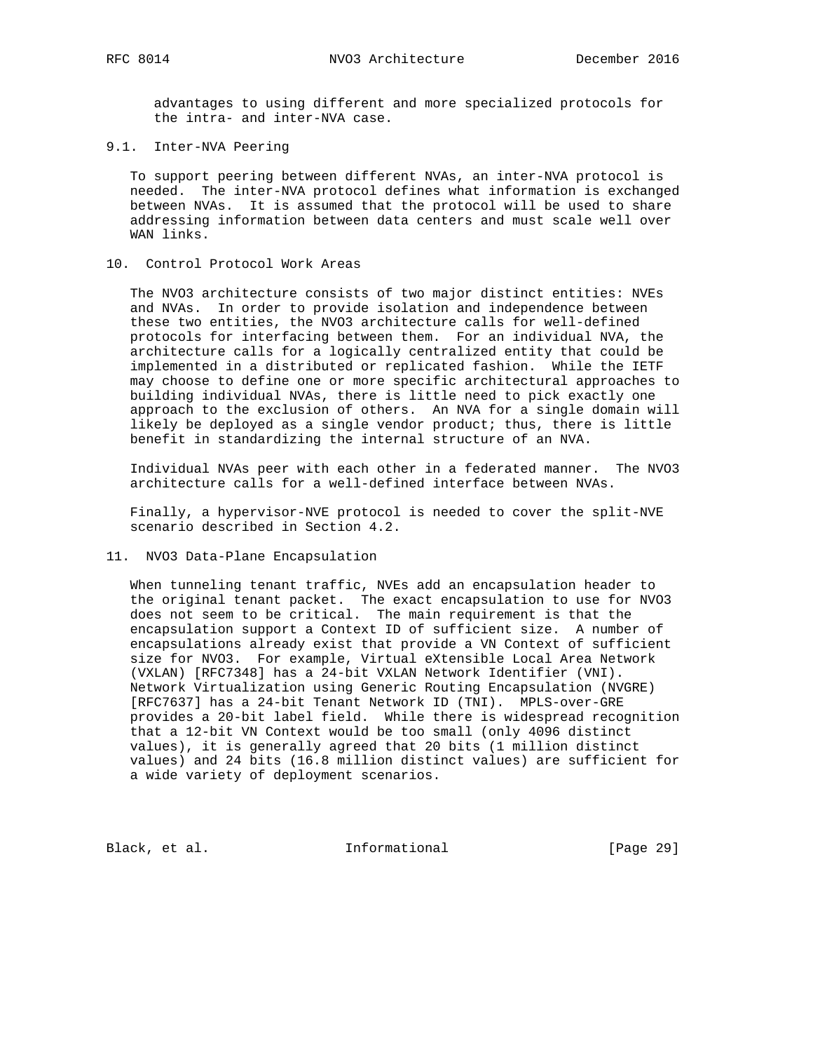advantages to using different and more specialized protocols for the intra- and inter-NVA case.

### 9.1. Inter-NVA Peering

To support peering between different NVAs, an inter-NVA protocol is needed. The inter-NVA protocol defines what information is exchanged between NVAs. It is assumed that the protocol will be used to share addressing information between data centers and must scale well over WAN links.

## 10. Control Protocol Work Areas

The NVO3 architecture consists of two major distinct entities: NVEs and NVAs. In order to provide isolation and independence between these two entities, the NVO3 architecture calls for well-defined protocols for interfacing between them. For an individual NVA, the architecture calls for a logically centralized entity that could be implemented in a distributed or replicated fashion. While the IETF may choose to define one or more specific architectural approaches to building individual NVAs, there is little need to pick exactly one approach to the exclusion of others. An NVA for a single domain will likely be deployed as a single vendor product; thus, there is little benefit in standardizing the internal structure of an NVA.

Individual NVAs peer with each other in a federated manner. The NVO3 architecture calls for a well-defined interface between NVAs.

Finally, a hypervisor-NVE protocol is needed to cover the split-NVE scenario described in Section 4.2.

## 11. NVO3 Data-Plane Encapsulation

When tunneling tenant traffic, NVEs add an encapsulation header to the original tenant packet. The exact encapsulation to use for NVO3 does not seem to be critical. The main requirement is that the encapsulation support a Context ID of sufficient size. A number of encapsulations already exist that provide a VN Context of sufficient size for NVO3. For example, Virtual eXtensible Local Area Network (VXLAN) [RFC7348] has a 24-bit VXLAN Network Identifier (VNI). Network Virtualization using Generic Routing Encapsulation (NVGRE) [RFC7637] has a 24-bit Tenant Network ID (TNI). MPLS-over-GRE provides a 20-bit label field. While there is widespread recognition that a 12-bit VN Context would be too small (only 4096 distinct values), it is generally agreed that 20 bits (1 million distinct values) and 24 bits (16.8 million distinct values) are sufficient for a wide variety of deployment scenarios.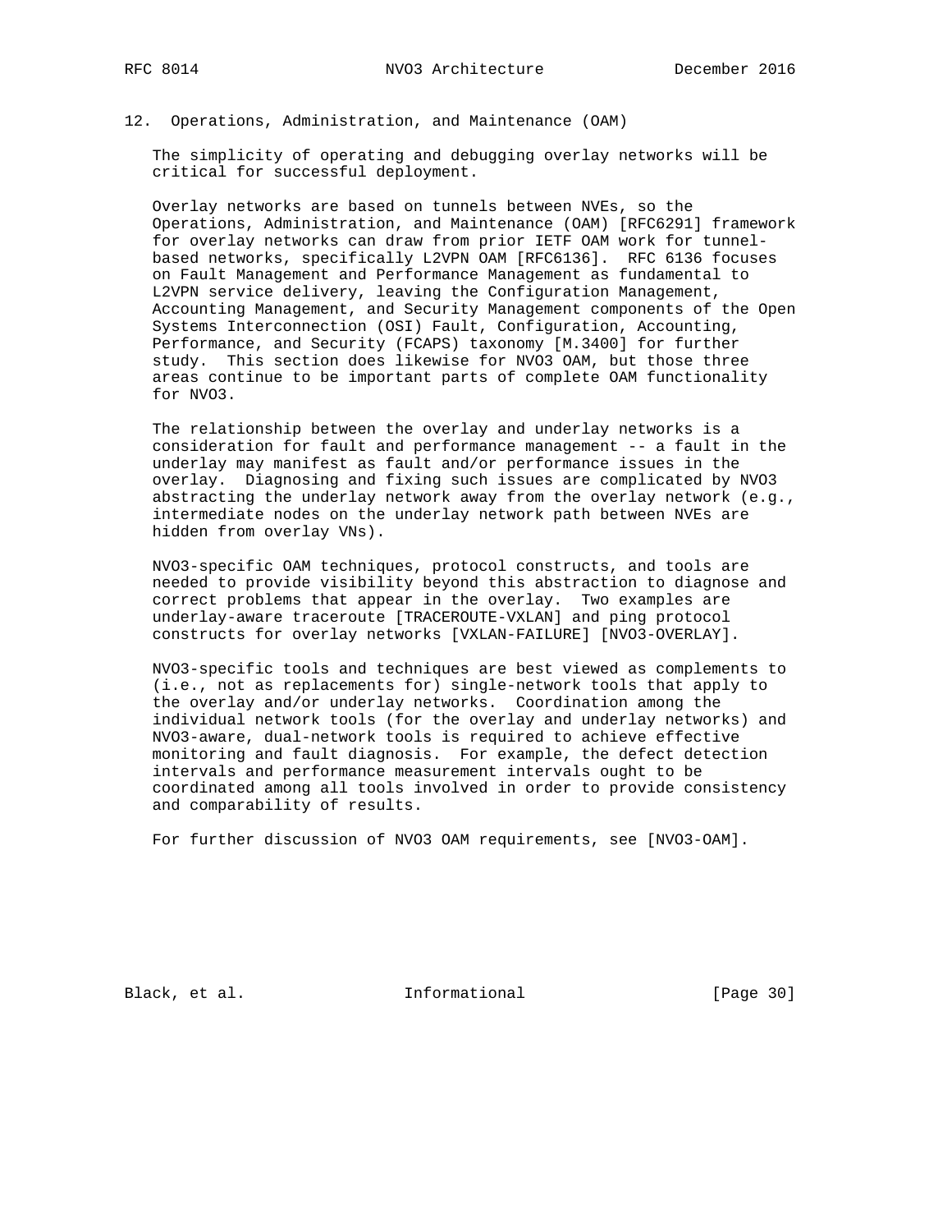## 12. Operations, Administration, and Maintenance (OAM)

The simplicity of operating and debugging overlay networks will be critical for successful deployment.

Overlay networks are based on tunnels between NVEs, so the Operations, Administration, and Maintenance (OAM) [RFC6291] framework for overlay networks can draw from prior IETF OAM work for tunnel-based networks, specifically L2VPN OAM [RFC6136]. RFC 6136 focuses on Fault Management and Performance Management as fundamental to L2VPN service delivery, leaving the Configuration Management, Accounting Management, and Security Management components of the Open Systems Interconnection (OSI) Fault, Configuration, Accounting, Performance, and Security (FCAPS) taxonomy [M.3400] for further study. This section does likewise for NVO3 OAM, but those three areas continue to be important parts of complete OAM functionality for NVO3.

The relationship between the overlay and underlay networks is a consideration for fault and performance management -- a fault in the underlay may manifest as fault and/or performance issues in the overlay. Diagnosing and fixing such issues are complicated by NVO3 abstracting the underlay network away from the overlay network (e.g., intermediate nodes on the underlay network path between NVEs are hidden from overlay VNs).

NVO3-specific OAM techniques, protocol constructs, and tools are needed to provide visibility beyond this abstraction to diagnose and correct problems that appear in the overlay. Two examples are underlay-aware traceroute [TRACEROUTE-VXLAN] and ping protocol constructs for overlay networks [VXLAN-FAILURE] [NVO3-OVERLAY].

NVO3-specific tools and techniques are best viewed as complements to (i.e., not as replacements for) single-network tools that apply to the overlay and/or underlay networks. Coordination among the individual network tools (for the overlay and underlay networks) and NVO3-aware, dual-network tools is required to achieve effective monitoring and fault diagnosis. For example, the defect detection intervals and performance measurement intervals ought to be coordinated among all tools involved in order to provide consistency and comparability of results.

For further discussion of NVO3 OAM requirements, see [NVO3-OAM].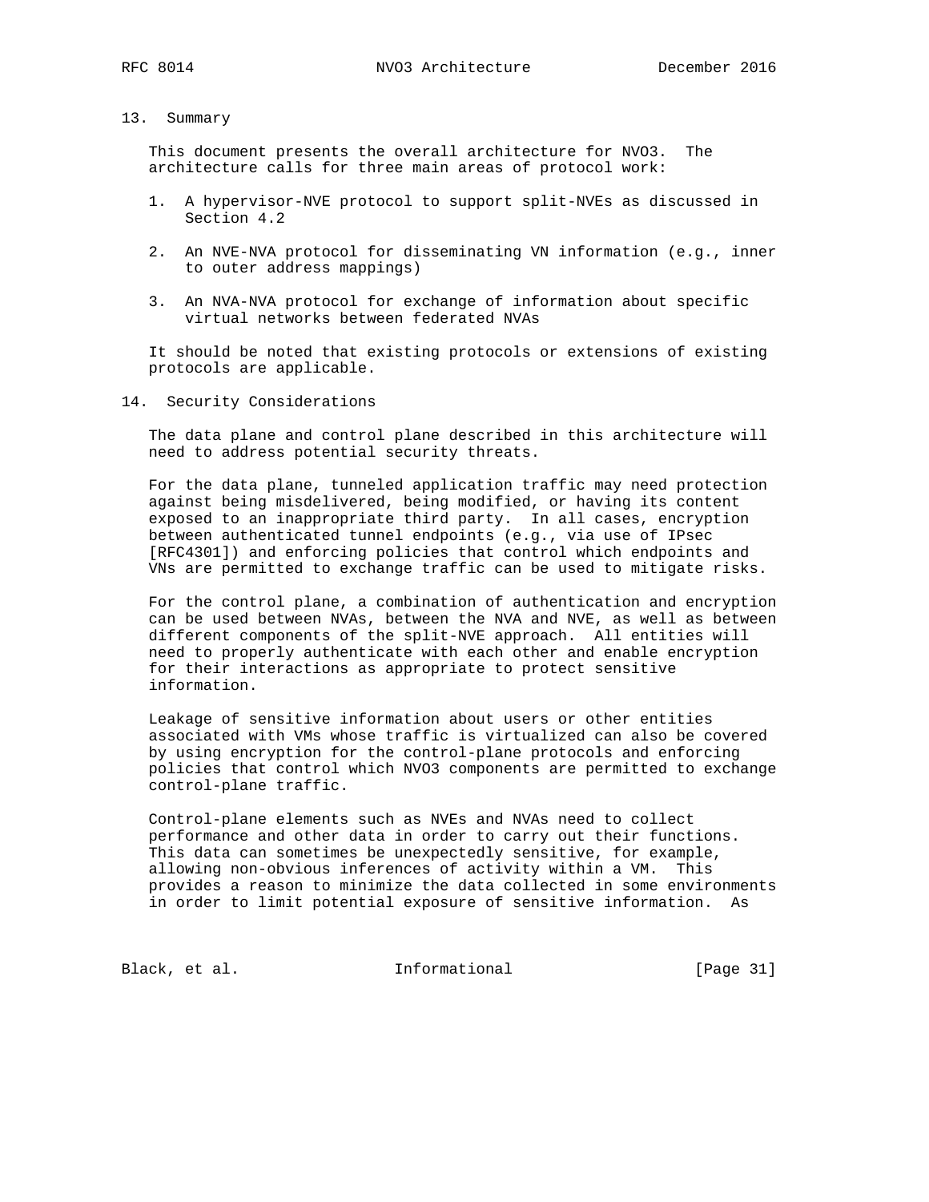## 13. Summary

This document presents the overall architecture for NVO3. The architecture calls for three main areas of protocol work:

1. A hypervisor-NVE protocol to support split-NVEs as discussed in Section 4.2

2. An NVE-NVA protocol for disseminating VN information (e.g., inner to outer address mappings)

3. An NVA-NVA protocol for exchange of information about specific virtual networks between federated NVAs

It should be noted that existing protocols or extensions of existing protocols are applicable.

## 14. Security Considerations

The data plane and control plane described in this architecture will need to address potential security threats.

For the data plane, tunneled application traffic may need protection against being misdelivered, being modified, or having its content exposed to an inappropriate third party. In all cases, encryption between authenticated tunnel endpoints (e.g., via use of IPsec [RFC4301]) and enforcing policies that control which endpoints and VNs are permitted to exchange traffic can be used to mitigate risks.

For the control plane, a combination of authentication and encryption can be used between NVAs, between the NVA and NVE, as well as between different components of the split-NVE approach. All entities will need to properly authenticate with each other and enable encryption for their interactions as appropriate to protect sensitive information.

Leakage of sensitive information about users or other entities associated with VMs whose traffic is virtualized can also be covered by using encryption for the control-plane protocols and enforcing policies that control which NVO3 components are permitted to exchange control-plane traffic.

Control-plane elements such as NVEs and NVAs need to collect performance and other data in order to carry out their functions. This data can sometimes be unexpectedly sensitive, for example, allowing non-obvious inferences of activity within a VM. This provides a reason to minimize the data collected in some environments in order to limit potential exposure of sensitive information. As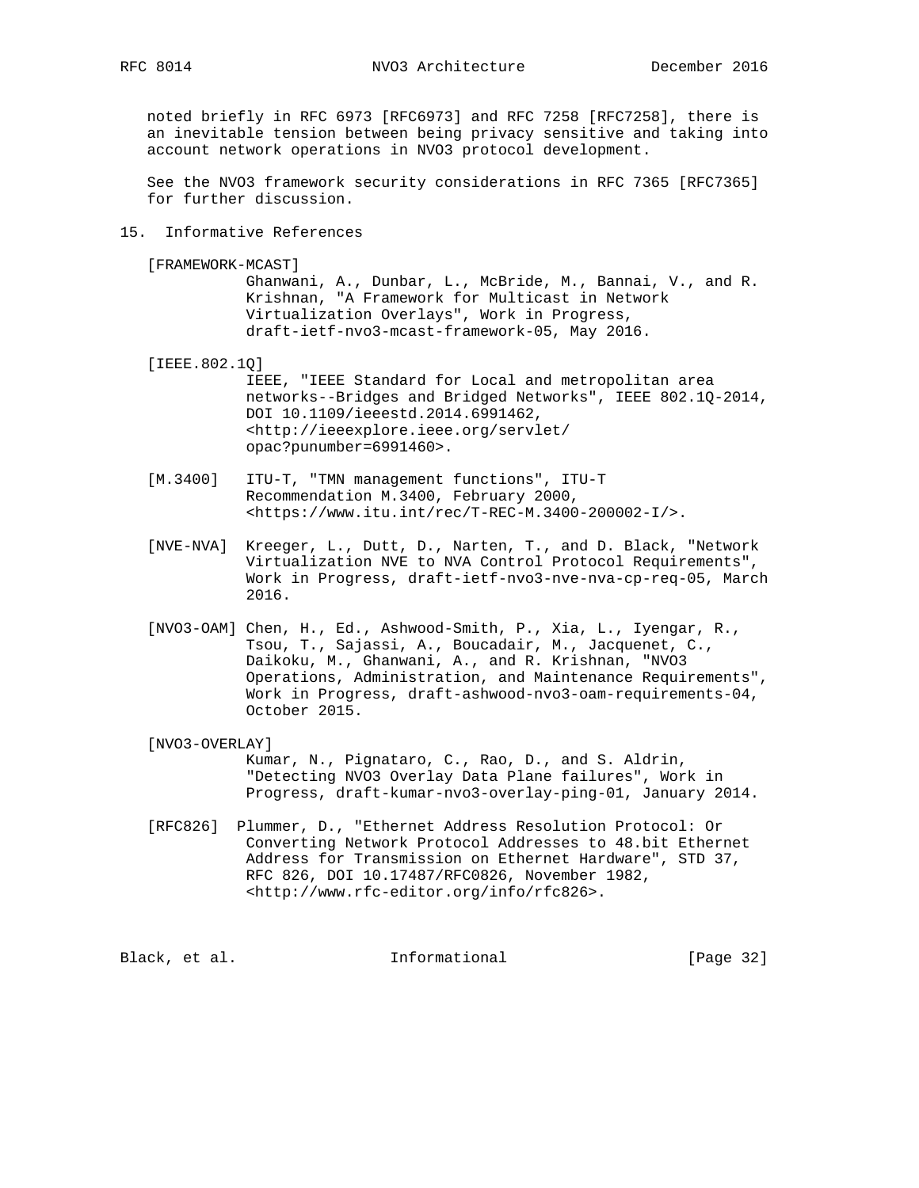noted briefly in RFC 6973 [RFC6973] and RFC 7258 [RFC7258], there is an inevitable tension between being privacy sensitive and taking into account network operations in NVO3 protocol development.

See the NVO3 framework security considerations in RFC 7365 [RFC7365] for further discussion.

## 15. Informative References

[FRAMEWORK-MCAST]
Ghanwani, A., Dunbar, L., McBride, M., Bannai, V., and R. Krishnan, "A Framework for Multicast in Network Virtualization Overlays", Work in Progress, draft-ietf-nvo3-mcast-framework-05, May 2016.

[IEEE.802.1Q]
IEEE, "IEEE Standard for Local and metropolitan area networks--Bridges and Bridged Networks", IEEE 802.1Q-2014, DOI 10.1109/ieeestd.2014.6991462, <http://ieeexplore.ieee.org/servlet/opac?punumber=6991460>.

[M.3400] ITU-T, "TMN management functions", ITU-T Recommendation M.3400, February 2000, <https://www.itu.int/rec/T-REC-M.3400-200002-I/>.

[NVE-NVA] Kreeger, L., Dutt, D., Narten, T., and D. Black, "Network Virtualization NVE to NVA Control Protocol Requirements", Work in Progress, draft-ietf-nvo3-nve-nva-cp-req-05, March 2016.

[NVO3-OAM] Chen, H., Ed., Ashwood-Smith, P., Xia, L., Iyengar, R., Tsou, T., Sajassi, A., Boucadair, M., Jacquenet, C., Daikoku, M., Ghanwani, A., and R. Krishnan, "NVO3 Operations, Administration, and Maintenance Requirements", Work in Progress, draft-ashwood-nvo3-oam-requirements-04, October 2015.

[NVO3-OVERLAY]
Kumar, N., Pignataro, C., Rao, D., and S. Aldrin, "Detecting NVO3 Overlay Data Plane failures", Work in Progress, draft-kumar-nvo3-overlay-ping-01, January 2014.

[RFC826] Plummer, D., "Ethernet Address Resolution Protocol: Or Converting Network Protocol Addresses to 48.bit Ethernet Address for Transmission on Ethernet Hardware", STD 37, RFC 826, DOI 10.17487/RFC0826, November 1982, <http://www.rfc-editor.org/info/rfc826>.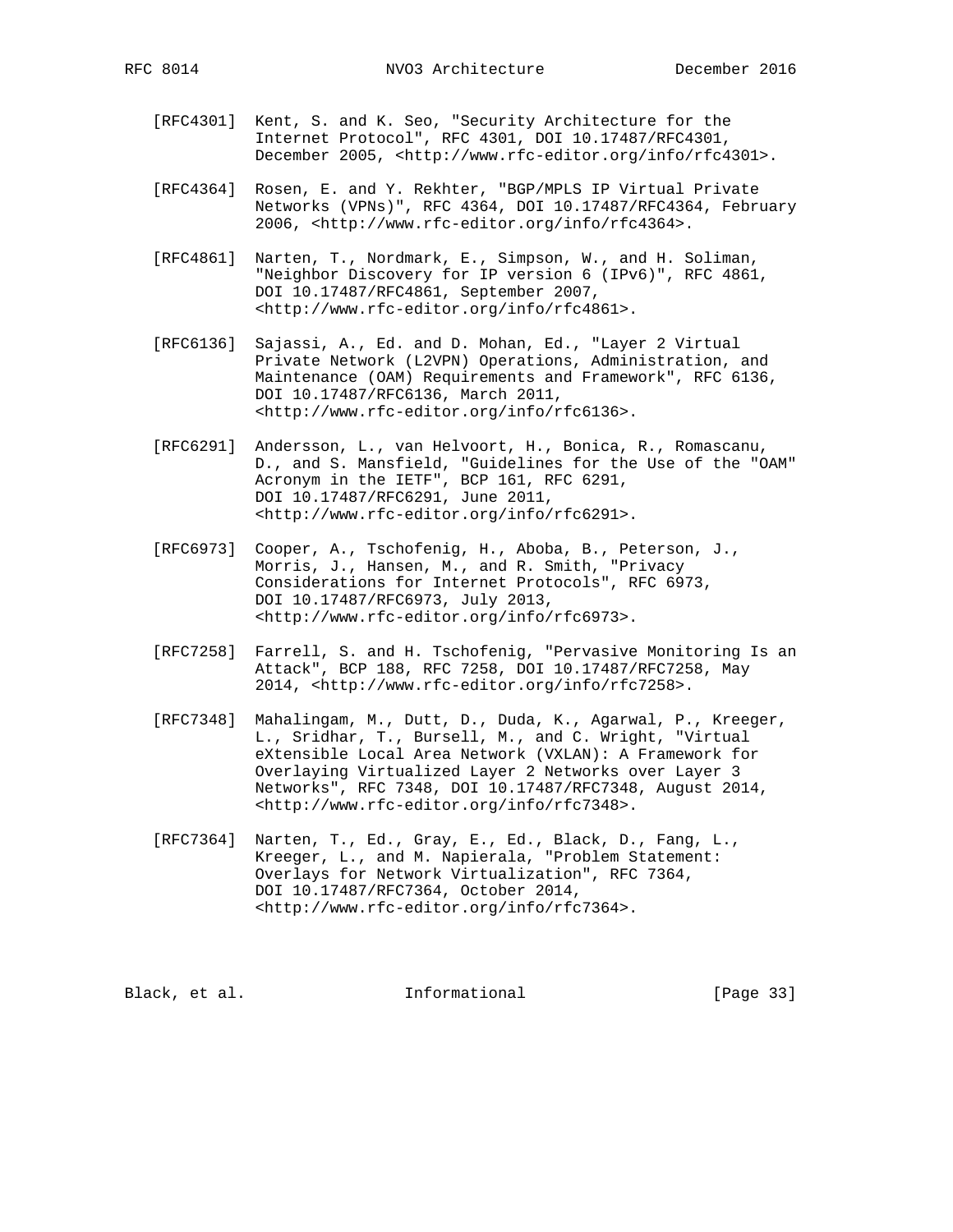[RFC4301] Kent, S. and K. Seo, "Security Architecture for the Internet Protocol", RFC 4301, DOI 10.17487/RFC4301, December 2005, <http://www.rfc-editor.org/info/rfc4301>.

[RFC4364] Rosen, E. and Y. Rekhter, "BGP/MPLS IP Virtual Private Networks (VPNs)", RFC 4364, DOI 10.17487/RFC4364, February 2006, <http://www.rfc-editor.org/info/rfc4364>.

[RFC4861] Narten, T., Nordmark, E., Simpson, W., and H. Soliman, "Neighbor Discovery for IP version 6 (IPv6)", RFC 4861, DOI 10.17487/RFC4861, September 2007, <http://www.rfc-editor.org/info/rfc4861>.

[RFC6136] Sajassi, A., Ed. and D. Mohan, Ed., "Layer 2 Virtual Private Network (L2VPN) Operations, Administration, and Maintenance (OAM) Requirements and Framework", RFC 6136, DOI 10.17487/RFC6136, March 2011, <http://www.rfc-editor.org/info/rfc6136>.

[RFC6291] Andersson, L., van Helvoort, H., Bonica, R., Romascanu, D., and S. Mansfield, "Guidelines for the Use of the "OAM" Acronym in the IETF", BCP 161, RFC 6291, DOI 10.17487/RFC6291, June 2011, <http://www.rfc-editor.org/info/rfc6291>.

[RFC6973] Cooper, A., Tschofenig, H., Aboba, B., Peterson, J., Morris, J., Hansen, M., and R. Smith, "Privacy Considerations for Internet Protocols", RFC 6973, DOI 10.17487/RFC6973, July 2013, <http://www.rfc-editor.org/info/rfc6973>.

[RFC7258] Farrell, S. and H. Tschofenig, "Pervasive Monitoring Is an Attack", BCP 188, RFC 7258, DOI 10.17487/RFC7258, May 2014, <http://www.rfc-editor.org/info/rfc7258>.

[RFC7348] Mahalingam, M., Dutt, D., Duda, K., Agarwal, P., Kreeger, L., Sridhar, T., Bursell, M., and C. Wright, "Virtual eXtensible Local Area Network (VXLAN): A Framework for Overlaying Virtualized Layer 2 Networks over Layer 3 Networks", RFC 7348, DOI 10.17487/RFC7348, August 2014, <http://www.rfc-editor.org/info/rfc7348>.

[RFC7364] Narten, T., Ed., Gray, E., Ed., Black, D., Fang, L., Kreeger, L., and M. Napierala, "Problem Statement: Overlays for Network Virtualization", RFC 7364, DOI 10.17487/RFC7364, October 2014, <http://www.rfc-editor.org/info/rfc7364>.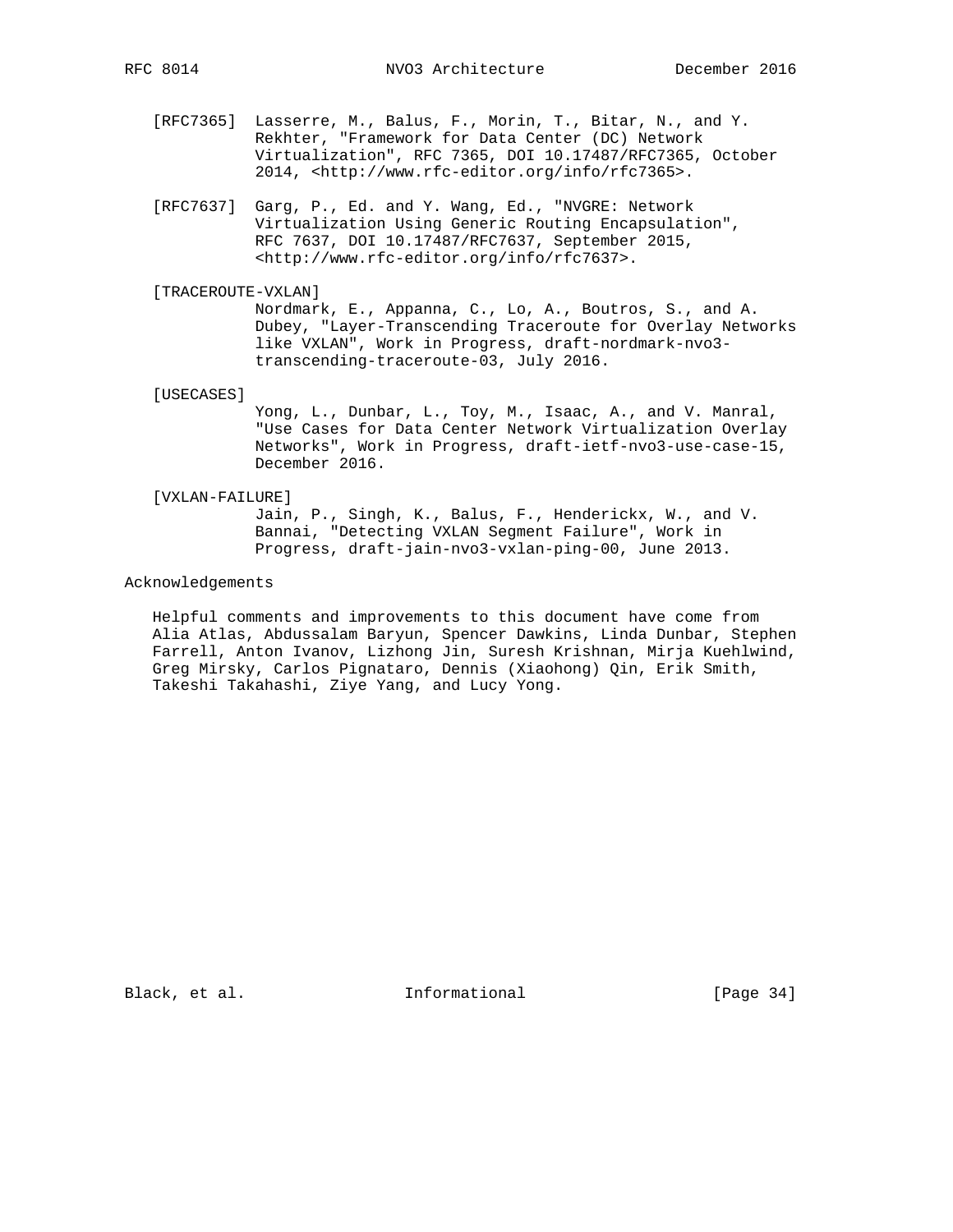[RFC7365] Lasserre, M., Balus, F., Morin, T., Bitar, N., and Y. Rekhter, "Framework for Data Center (DC) Network Virtualization", RFC 7365, DOI 10.17487/RFC7365, October 2014, <http://www.rfc-editor.org/info/rfc7365>.

[RFC7637] Garg, P., Ed. and Y. Wang, Ed., "NVGRE: Network Virtualization Using Generic Routing Encapsulation", RFC 7637, DOI 10.17487/RFC7637, September 2015, <http://www.rfc-editor.org/info/rfc7637>.

[TRACEROUTE-VXLAN] Nordmark, E., Appanna, C., Lo, A., Boutros, S., and A. Dubey, "Layer-Transcending Traceroute for Overlay Networks like VXLAN", Work in Progress, draft-nordmark-nvo3-transcending-traceroute-03, July 2016.

[USECASES] Yong, L., Dunbar, L., Toy, M., Isaac, A., and V. Manral, "Use Cases for Data Center Network Virtualization Overlay Networks", Work in Progress, draft-ietf-nvo3-use-case-15, December 2016.

[VXLAN-FAILURE] Jain, P., Singh, K., Balus, F., Henderickx, W., and V. Bannai, "Detecting VXLAN Segment Failure", Work in Progress, draft-jain-nvo3-vxlan-ping-00, June 2013.

## Acknowledgements

Helpful comments and improvements to this document have come from Alia Atlas, Abdussalam Baryun, Spencer Dawkins, Linda Dunbar, Stephen Farrell, Anton Ivanov, Lizhong Jin, Suresh Krishnan, Mirja Kuehlwind, Greg Mirsky, Carlos Pignataro, Dennis (Xiaohong) Qin, Erik Smith, Takeshi Takahashi, Ziye Yang, and Lucy Yong.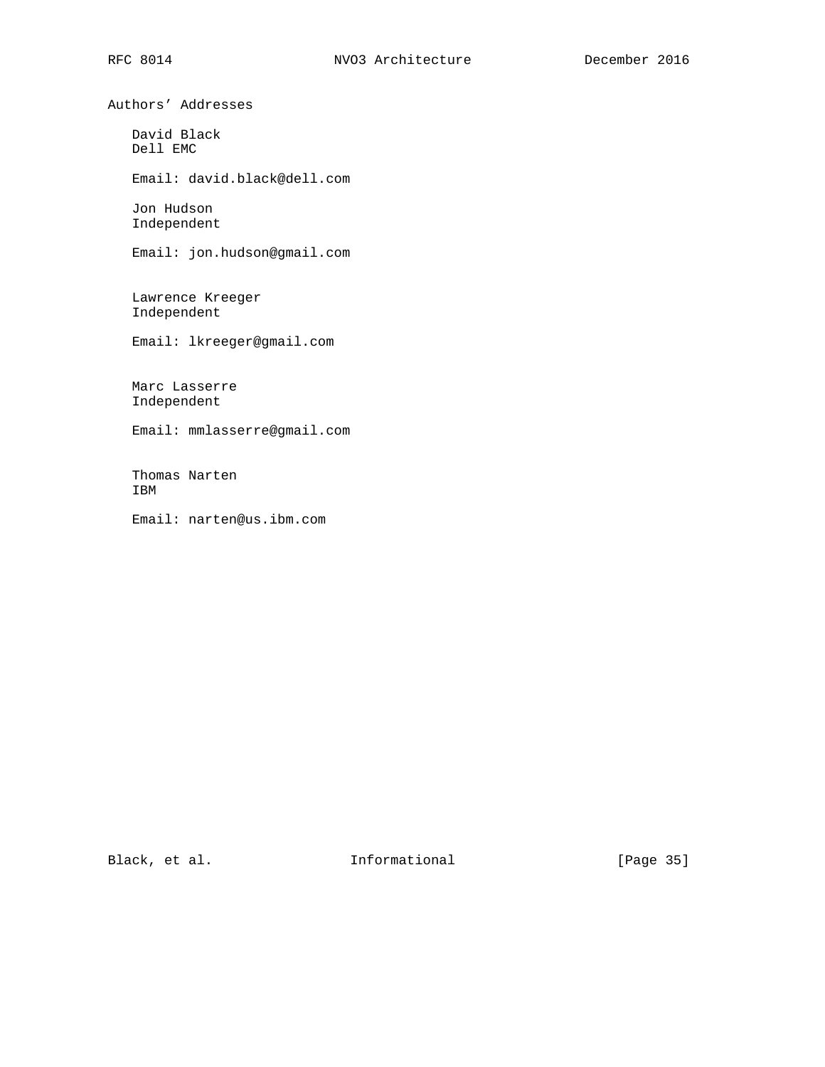## Authors' Addresses

David Black
Dell EMC

Email: david.black@dell.com

Jon Hudson
Independent

Email: jon.hudson@gmail.com

Lawrence Kreeger
Independent

Email: lkreeger@gmail.com

Marc Lasserre
Independent

Email: mmlasserre@gmail.com

Thomas Narten
IBM

Email: narten@us.ibm.com